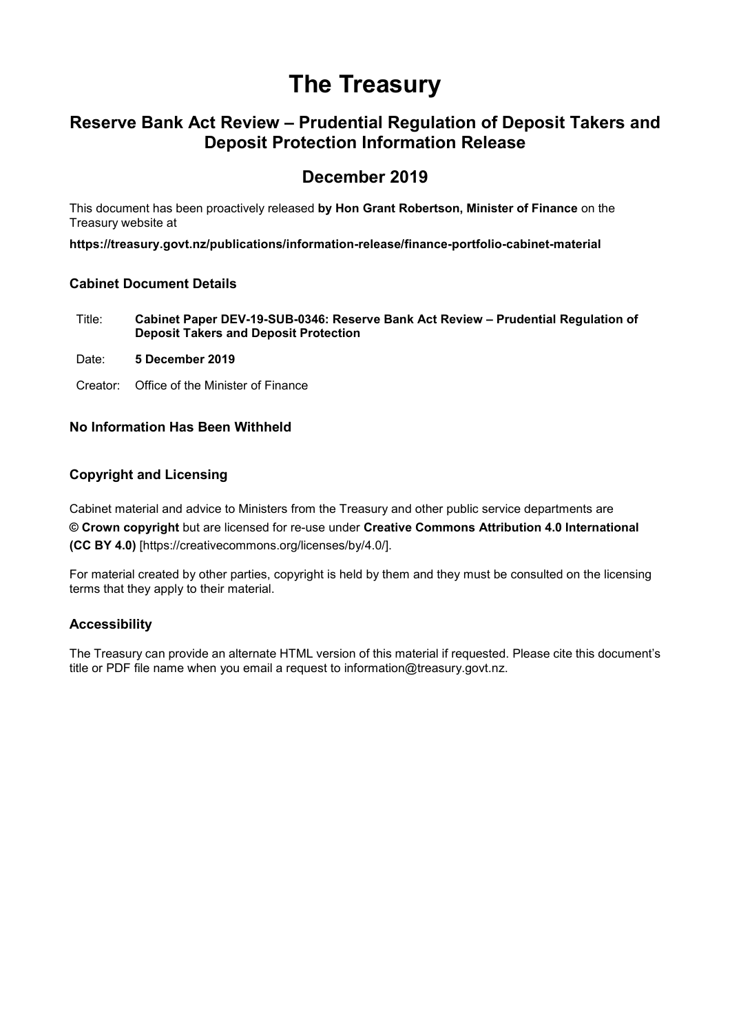# The Treasury

## Reserve Bank Act Review – Prudential Regulation of Deposit Takers and Deposit Protection Information Release

## December 2019

This document has been proactively released **by Hon Grant Robertson, Minister of Finance** on the Treasury website at

**https://treasury.govt.nz/publications/information-release/finance-portfolio-cabinet-material**

### Cabinet Document Details

Title: **Cabinet Paper DEV-19-SUB-0346: Reserve Bank Act Review – Prudential Regulation of Deposit Takers and Deposit Protection**

Date: **5 December 2019**

Creator: Office of the Minister of Finance

### No Information Has Been Withheld

### Copyright and Licensing

Cabinet material and advice to Ministers from the Treasury and other public service departments are **© Crown copyright** but are licensed for re-use under **Creative Commons Attribution 4.0 International (CC BY 4.0)** [https://creativecommons.org/licenses/by/4.0/].

For material created by other parties, copyright is held by them and they must be consulted on the licensing terms that they apply to their material.

### Accessibility

The Treasury can provide an alternate HTML version of this material if requested. Please cite this document's title or PDF file name when you email a request to information@treasury.govt.nz.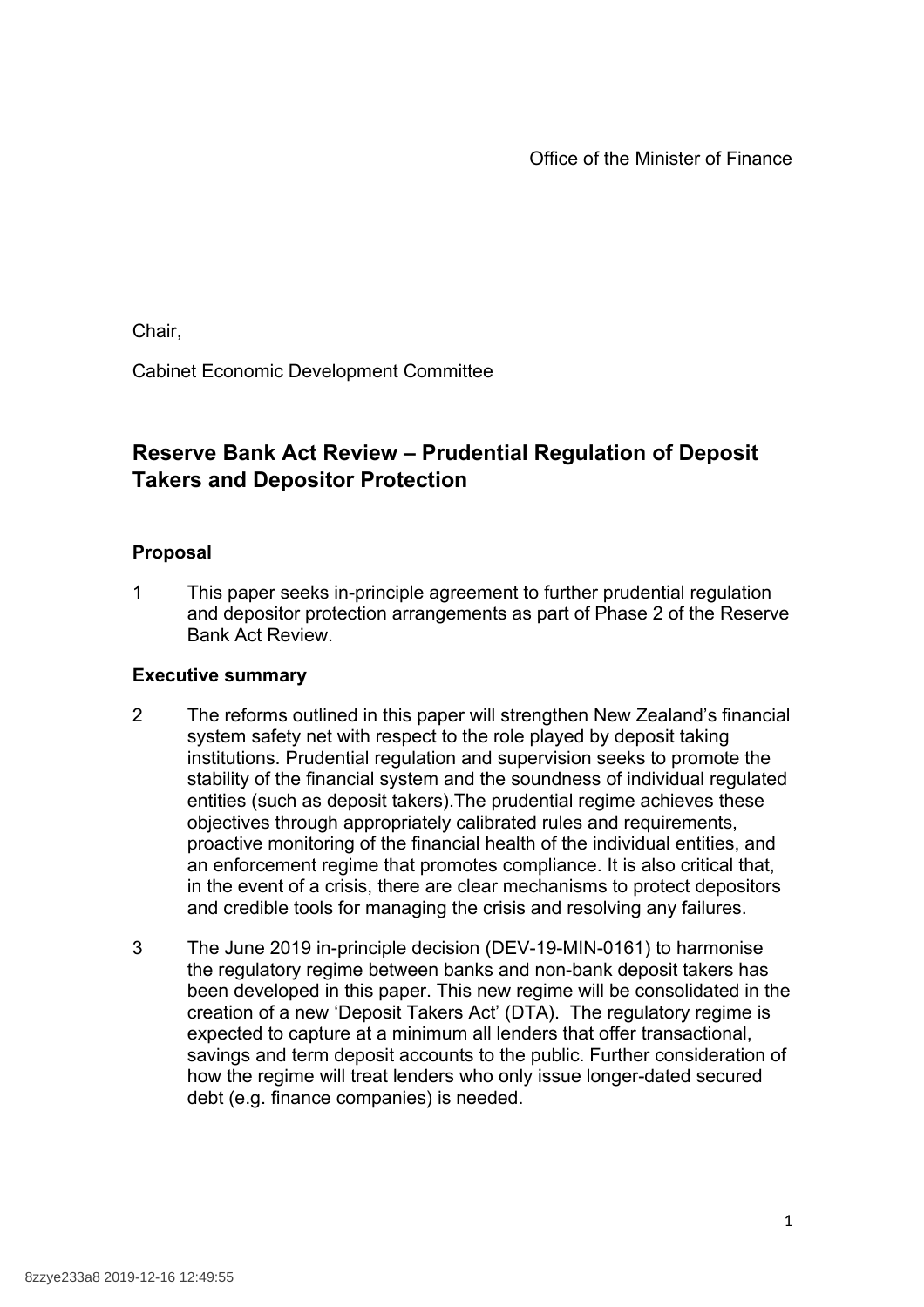Office of the Minister of Finance

Chair,

Cabinet Economic Development Committee

## Reserve Bank Act Review – Prudential Regulation of Deposit Takers and Depositor Protection

### Proposal

1 This paper seeks in-principle agreement to further prudential regulation and depositor protection arrangements as part of Phase 2 of the Reserve Bank Act Review.

### Executive summary

2 The reforms outlined in this paper will strengthen New Zealand's financial system safety net with respect to the role played by deposit taking institutions. Prudential regulation and supervision seeks to promote the stability of the financial system and the soundness of individual regulated entities (such as deposit takers).The prudential regime achieves these objectives through appropriately calibrated rules and requirements, proactive monitoring of the financial health of the individual entities, and an enforcement regime that promotes compliance. It is also critical that, in the event of a crisis, there are clear mechanisms to protect depositors and credible tools for managing the crisis and resolving any failures.

3 The June 2019 in-principle decision (DEV-19-MIN-0161) to harmonise the regulatory regime between banks and non-bank deposit takers has been developed in this paper. This new regime will be consolidated in the creation of a new 'Deposit Takers Act' (DTA). The regulatory regime is expected to capture at a minimum all lenders that offer transactional, savings and term deposit accounts to the public. Further consideration of how the regime will treat lenders who only issue longer-dated secured debt (e.g. finance companies) is needed.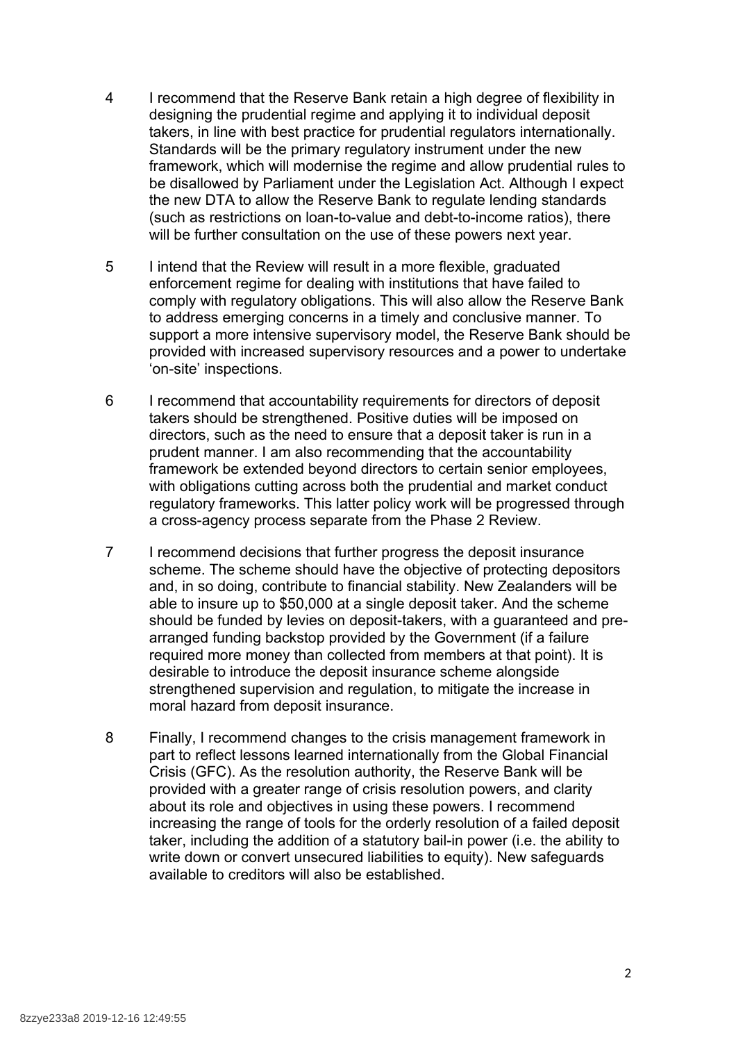4 I recommend that the Reserve Bank retain a high degree of flexibility in designing the prudential regime and applying it to individual deposit takers, in line with best practice for prudential regulators internationally. Standards will be the primary regulatory instrument under the new framework, which will modernise the regime and allow prudential rules to be disallowed by Parliament under the Legislation Act. Although I expect the new DTA to allow the Reserve Bank to regulate lending standards (such as restrictions on loan-to-value and debt-to-income ratios), there will be further consultation on the use of these powers next year.

5 I intend that the Review will result in a more flexible, graduated enforcement regime for dealing with institutions that have failed to comply with regulatory obligations. This will also allow the Reserve Bank to address emerging concerns in a timely and conclusive manner. To support a more intensive supervisory model, the Reserve Bank should be provided with increased supervisory resources and a power to undertake 'on-site' inspections.

6 I recommend that accountability requirements for directors of deposit takers should be strengthened. Positive duties will be imposed on directors, such as the need to ensure that a deposit taker is run in a prudent manner. I am also recommending that the accountability framework be extended beyond directors to certain senior employees, with obligations cutting across both the prudential and market conduct regulatory frameworks. This latter policy work will be progressed through a cross-agency process separate from the Phase 2 Review.

7 I recommend decisions that further progress the deposit insurance scheme. The scheme should have the objective of protecting depositors and, in so doing, contribute to financial stability. New Zealanders will be able to insure up to $50,000 at a single deposit taker. And the scheme should be funded by levies on deposit-takers, with a guaranteed and pre-arranged funding backstop provided by the Government (if a failure required more money than collected from members at that point). It is desirable to introduce the deposit insurance scheme alongside strengthened supervision and regulation, to mitigate the increase in moral hazard from deposit insurance.

8 Finally, I recommend changes to the crisis management framework in part to reflect lessons learned internationally from the Global Financial Crisis (GFC). As the resolution authority, the Reserve Bank will be provided with a greater range of crisis resolution powers, and clarity about its role and objectives in using these powers. I recommend increasing the range of tools for the orderly resolution of a failed deposit taker, including the addition of a statutory bail-in power (i.e. the ability to write down or convert unsecured liabilities to equity). New safeguards available to creditors will also be established.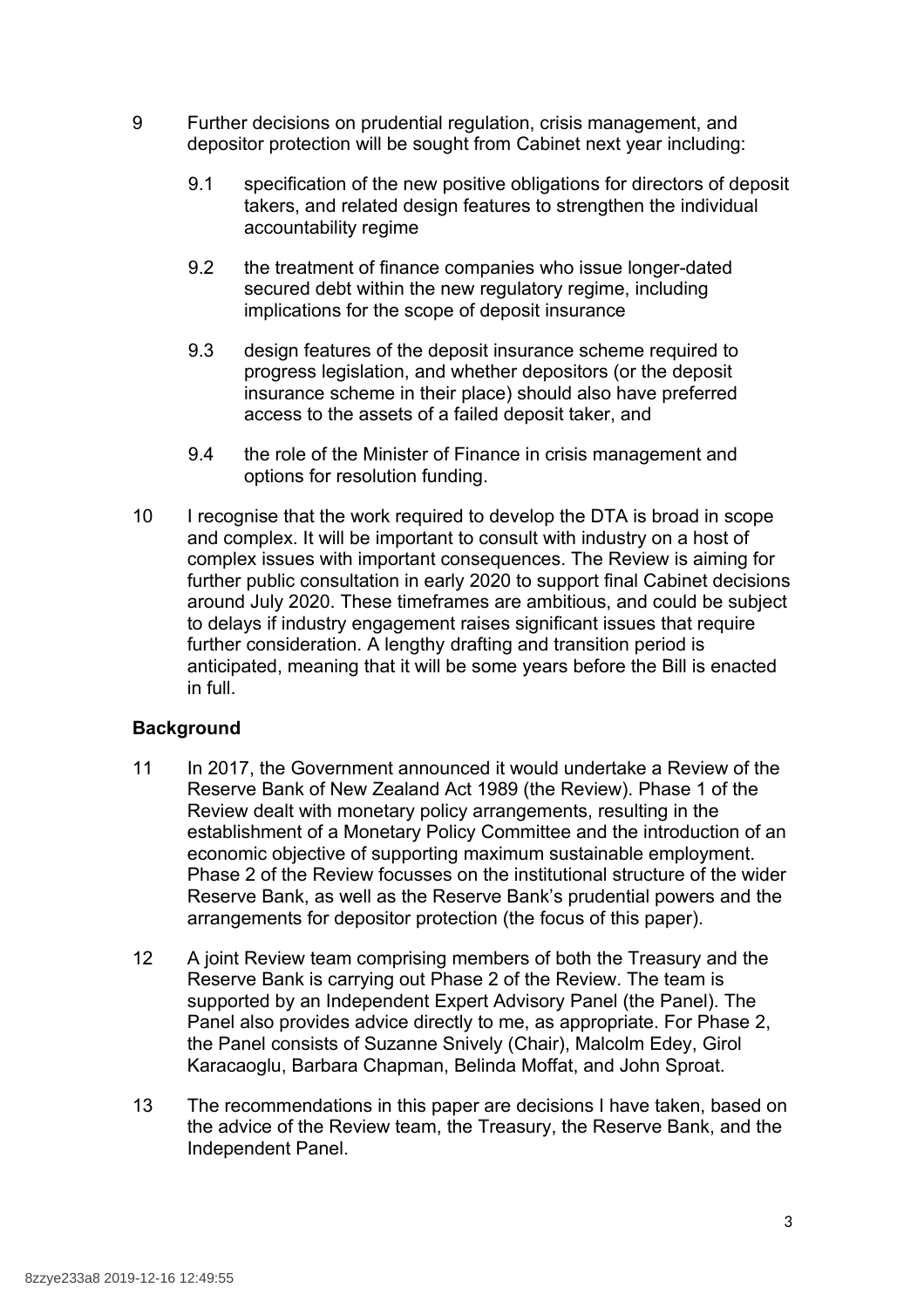9 Further decisions on prudential regulation, crisis management, and depositor protection will be sought from Cabinet next year including:

   9.1 specification of the new positive obligations for directors of deposit takers, and related design features to strengthen the individual accountability regime

   9.2 the treatment of finance companies who issue longer-dated secured debt within the new regulatory regime, including implications for the scope of deposit insurance

   9.3 design features of the deposit insurance scheme required to progress legislation, and whether depositors (or the deposit insurance scheme in their place) should also have preferred access to the assets of a failed deposit taker, and

   9.4 the role of the Minister of Finance in crisis management and options for resolution funding.

10 I recognise that the work required to develop the DTA is broad in scope and complex. It will be important to consult with industry on a host of complex issues with important consequences. The Review is aiming for further public consultation in early 2020 to support final Cabinet decisions around July 2020. These timeframes are ambitious, and could be subject to delays if industry engagement raises significant issues that require further consideration. A lengthy drafting and transition period is anticipated, meaning that it will be some years before the Bill is enacted in full.

**Background**

11 In 2017, the Government announced it would undertake a Review of the Reserve Bank of New Zealand Act 1989 (the Review). Phase 1 of the Review dealt with monetary policy arrangements, resulting in the establishment of a Monetary Policy Committee and the introduction of an economic objective of supporting maximum sustainable employment. Phase 2 of the Review focusses on the institutional structure of the wider Reserve Bank, as well as the Reserve Bank's prudential powers and the arrangements for depositor protection (the focus of this paper).

12 A joint Review team comprising members of both the Treasury and the Reserve Bank is carrying out Phase 2 of the Review. The team is supported by an Independent Expert Advisory Panel (the Panel). The Panel also provides advice directly to me, as appropriate. For Phase 2, the Panel consists of Suzanne Snively (Chair), Malcolm Edey, Girol Karacaoglu, Barbara Chapman, Belinda Moffat, and John Sproat.

13 The recommendations in this paper are decisions I have taken, based on the advice of the Review team, the Treasury, the Reserve Bank, and the Independent Panel.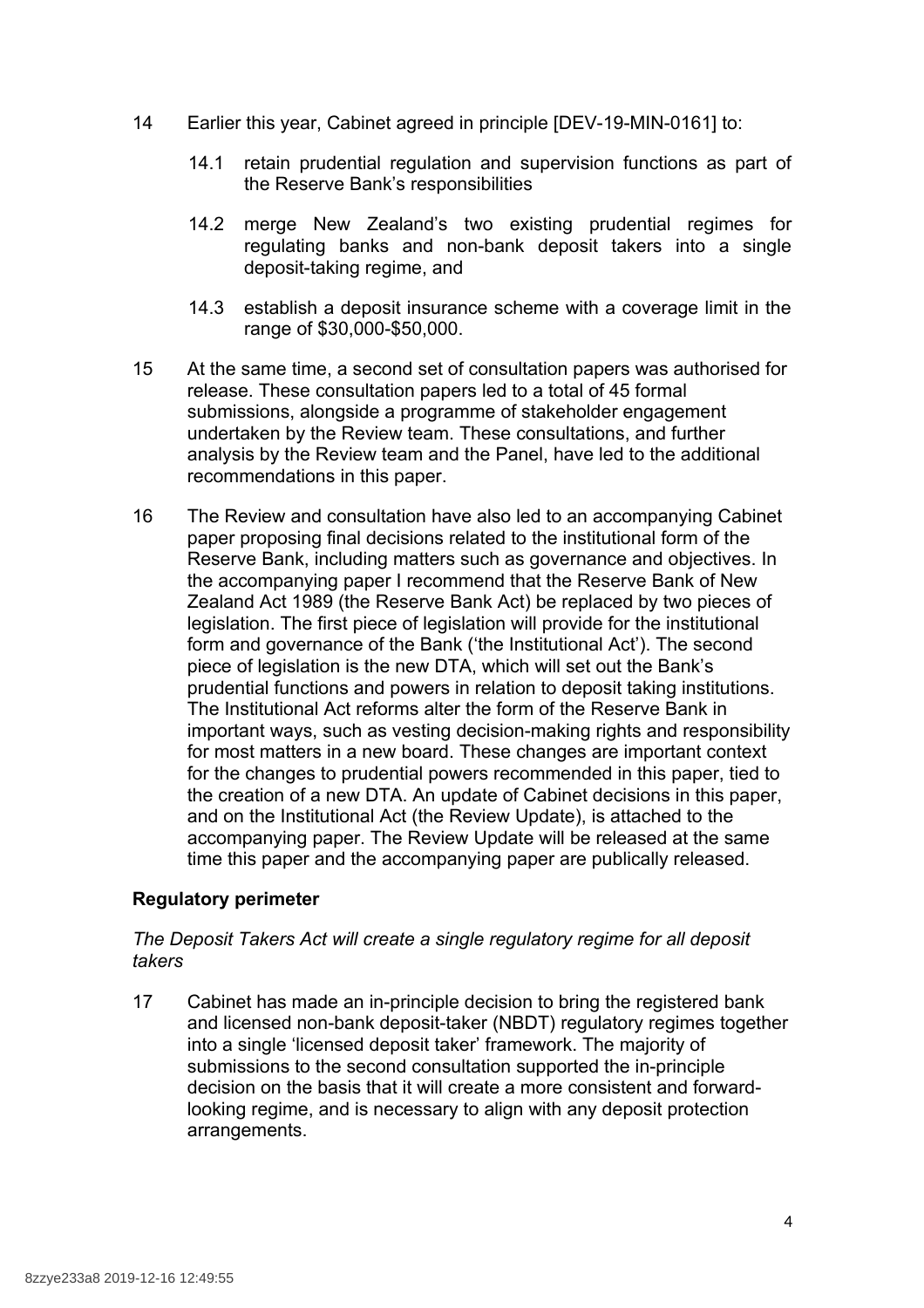14 Earlier this year, Cabinet agreed in principle [DEV-19-MIN-0161] to:

    14.1 retain prudential regulation and supervision functions as part of the Reserve Bank's responsibilities

    14.2 merge New Zealand's two existing prudential regimes for regulating banks and non-bank deposit takers into a single deposit-taking regime, and

    14.3 establish a deposit insurance scheme with a coverage limit in the range of $30,000-$50,000.

15 At the same time, a second set of consultation papers was authorised for release. These consultation papers led to a total of 45 formal submissions, alongside a programme of stakeholder engagement undertaken by the Review team. These consultations, and further analysis by the Review team and the Panel, have led to the additional recommendations in this paper.

16 The Review and consultation have also led to an accompanying Cabinet paper proposing final decisions related to the institutional form of the Reserve Bank, including matters such as governance and objectives. In the accompanying paper I recommend that the Reserve Bank of New Zealand Act 1989 (the Reserve Bank Act) be replaced by two pieces of legislation. The first piece of legislation will provide for the institutional form and governance of the Bank ('the Institutional Act'). The second piece of legislation is the new DTA, which will set out the Bank's prudential functions and powers in relation to deposit taking institutions. The Institutional Act reforms alter the form of the Reserve Bank in important ways, such as vesting decision-making rights and responsibility for most matters in a new board. These changes are important context for the changes to prudential powers recommended in this paper, tied to the creation of a new DTA. An update of Cabinet decisions in this paper, and on the Institutional Act (the Review Update), is attached to the accompanying paper. The Review Update will be released at the same time this paper and the accompanying paper are publically released.

**Regulatory perimeter**

*The Deposit Takers Act will create a single regulatory regime for all deposit takers*

17 Cabinet has made an in-principle decision to bring the registered bank and licensed non-bank deposit-taker (NBDT) regulatory regimes together into a single 'licensed deposit taker' framework. The majority of submissions to the second consultation supported the in-principle decision on the basis that it will create a more consistent and forward-looking regime, and is necessary to align with any deposit protection arrangements.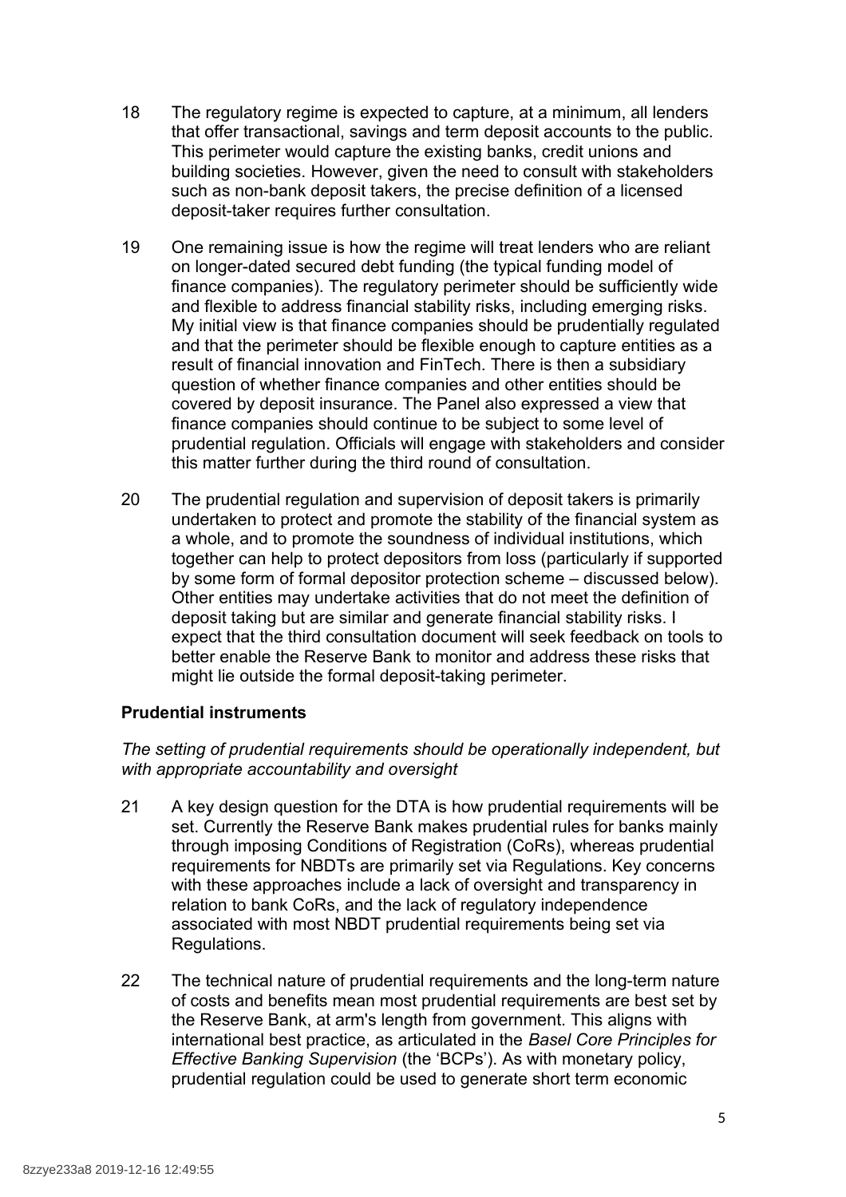18 The regulatory regime is expected to capture, at a minimum, all lenders that offer transactional, savings and term deposit accounts to the public. This perimeter would capture the existing banks, credit unions and building societies. However, given the need to consult with stakeholders such as non-bank deposit takers, the precise definition of a licensed deposit-taker requires further consultation.

19 One remaining issue is how the regime will treat lenders who are reliant on longer-dated secured debt funding (the typical funding model of finance companies). The regulatory perimeter should be sufficiently wide and flexible to address financial stability risks, including emerging risks. My initial view is that finance companies should be prudentially regulated and that the perimeter should be flexible enough to capture entities as a result of financial innovation and FinTech. There is then a subsidiary question of whether finance companies and other entities should be covered by deposit insurance. The Panel also expressed a view that finance companies should continue to be subject to some level of prudential regulation. Officials will engage with stakeholders and consider this matter further during the third round of consultation.

20 The prudential regulation and supervision of deposit takers is primarily undertaken to protect and promote the stability of the financial system as a whole, and to promote the soundness of individual institutions, which together can help to protect depositors from loss (particularly if supported by some form of formal depositor protection scheme – discussed below). Other entities may undertake activities that do not meet the definition of deposit taking but are similar and generate financial stability risks. I expect that the third consultation document will seek feedback on tools to better enable the Reserve Bank to monitor and address these risks that might lie outside the formal deposit-taking perimeter.

### Prudential instruments

*The setting of prudential requirements should be operationally independent, but with appropriate accountability and oversight*

21 A key design question for the DTA is how prudential requirements will be set. Currently the Reserve Bank makes prudential rules for banks mainly through imposing Conditions of Registration (CoRs), whereas prudential requirements for NBDTs are primarily set via Regulations. Key concerns with these approaches include a lack of oversight and transparency in relation to bank CoRs, and the lack of regulatory independence associated with most NBDT prudential requirements being set via Regulations.

22 The technical nature of prudential requirements and the long-term nature of costs and benefits mean most prudential requirements are best set by the Reserve Bank, at arm's length from government. This aligns with international best practice, as articulated in the *Basel Core Principles for Effective Banking Supervision* (the 'BCPs'). As with monetary policy, prudential regulation could be used to generate short term economic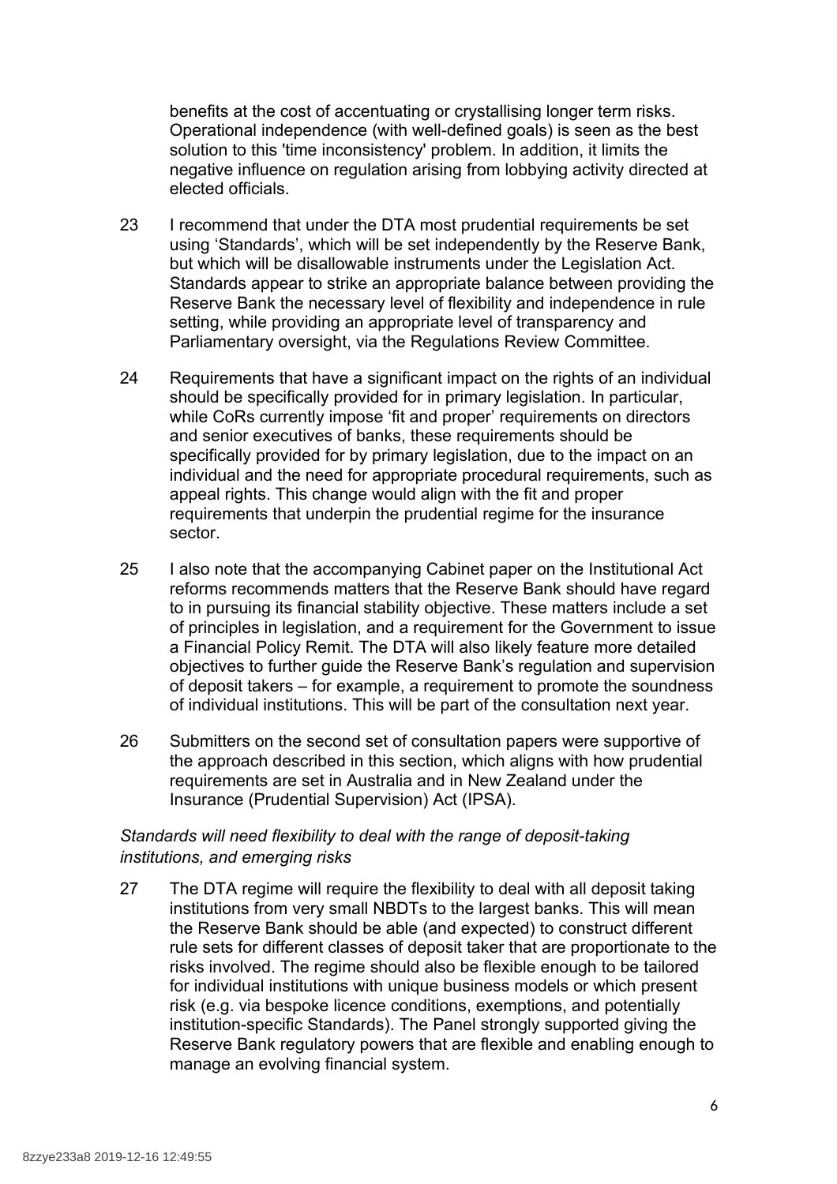benefits at the cost of accentuating or crystallising longer term risks. Operational independence (with well-defined goals) is seen as the best solution to this 'time inconsistency' problem. In addition, it limits the negative influence on regulation arising from lobbying activity directed at elected officials.

23 I recommend that under the DTA most prudential requirements be set using 'Standards', which will be set independently by the Reserve Bank, but which will be disallowable instruments under the Legislation Act. Standards appear to strike an appropriate balance between providing the Reserve Bank the necessary level of flexibility and independence in rule setting, while providing an appropriate level of transparency and Parliamentary oversight, via the Regulations Review Committee.

24 Requirements that have a significant impact on the rights of an individual should be specifically provided for in primary legislation. In particular, while CoRs currently impose 'fit and proper' requirements on directors and senior executives of banks, these requirements should be specifically provided for by primary legislation, due to the impact on an individual and the need for appropriate procedural requirements, such as appeal rights. This change would align with the fit and proper requirements that underpin the prudential regime for the insurance sector.

25 I also note that the accompanying Cabinet paper on the Institutional Act reforms recommends matters that the Reserve Bank should have regard to in pursuing its financial stability objective. These matters include a set of principles in legislation, and a requirement for the Government to issue a Financial Policy Remit. The DTA will also likely feature more detailed objectives to further guide the Reserve Bank's regulation and supervision of deposit takers – for example, a requirement to promote the soundness of individual institutions. This will be part of the consultation next year.

26 Submitters on the second set of consultation papers were supportive of the approach described in this section, which aligns with how prudential requirements are set in Australia and in New Zealand under the Insurance (Prudential Supervision) Act (IPSA).

*Standards will need flexibility to deal with the range of deposit-taking institutions, and emerging risks*

27 The DTA regime will require the flexibility to deal with all deposit taking institutions from very small NBDTs to the largest banks. This will mean the Reserve Bank should be able (and expected) to construct different rule sets for different classes of deposit taker that are proportionate to the risks involved. The regime should also be flexible enough to be tailored for individual institutions with unique business models or which present risk (e.g. via bespoke licence conditions, exemptions, and potentially institution-specific Standards). The Panel strongly supported giving the Reserve Bank regulatory powers that are flexible and enabling enough to manage an evolving financial system.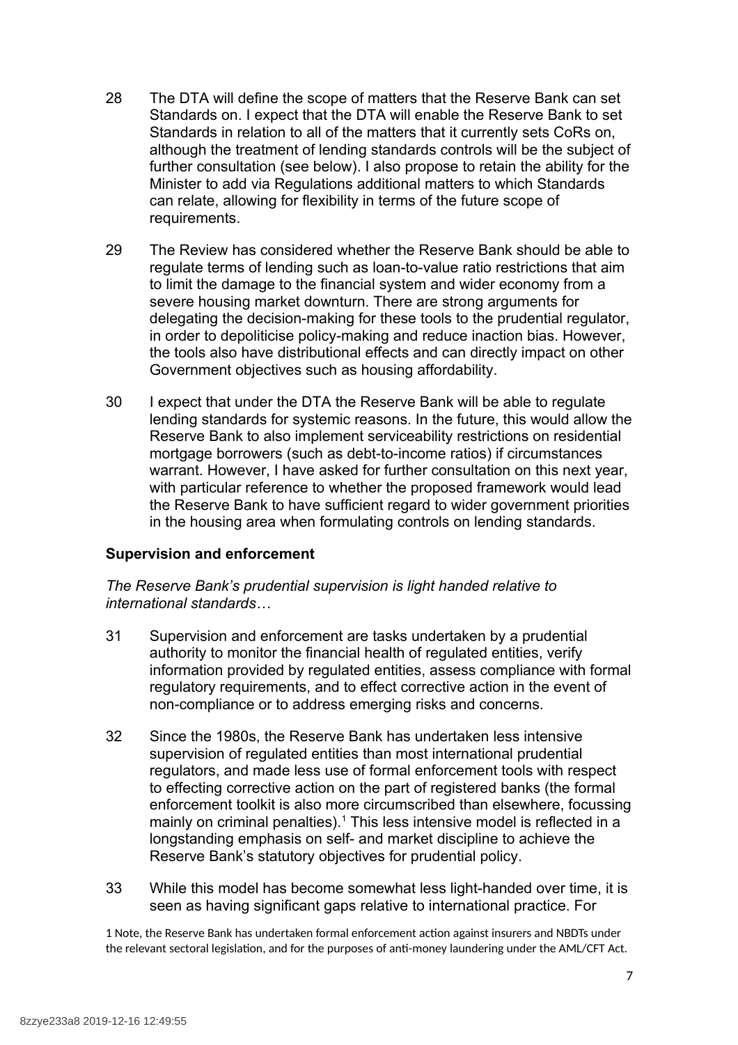28 The DTA will define the scope of matters that the Reserve Bank can set Standards on. I expect that the DTA will enable the Reserve Bank to set Standards in relation to all of the matters that it currently sets CoRs on, although the treatment of lending standards controls will be the subject of further consultation (see below). I also propose to retain the ability for the Minister to add via Regulations additional matters to which Standards can relate, allowing for flexibility in terms of the future scope of requirements.

29 The Review has considered whether the Reserve Bank should be able to regulate terms of lending such as loan-to-value ratio restrictions that aim to limit the damage to the financial system and wider economy from a severe housing market downturn. There are strong arguments for delegating the decision-making for these tools to the prudential regulator, in order to depoliticise policy-making and reduce inaction bias. However, the tools also have distributional effects and can directly impact on other Government objectives such as housing affordability.

30 I expect that under the DTA the Reserve Bank will be able to regulate lending standards for systemic reasons. In the future, this would allow the Reserve Bank to also implement serviceability restrictions on residential mortgage borrowers (such as debt-to-income ratios) if circumstances warrant. However, I have asked for further consultation on this next year, with particular reference to whether the proposed framework would lead the Reserve Bank to have sufficient regard to wider government priorities in the housing area when formulating controls on lending standards.

**Supervision and enforcement**

*The Reserve Bank's prudential supervision is light handed relative to international standards…*

31 Supervision and enforcement are tasks undertaken by a prudential authority to monitor the financial health of regulated entities, verify information provided by regulated entities, assess compliance with formal regulatory requirements, and to effect corrective action in the event of non-compliance or to address emerging risks and concerns.

32 Since the 1980s, the Reserve Bank has undertaken less intensive supervision of regulated entities than most international prudential regulators, and made less use of formal enforcement tools with respect to effecting corrective action on the part of registered banks (the formal enforcement toolkit is also more circumscribed than elsewhere, focussing mainly on criminal penalties).[1] This less intensive model is reflected in a longstanding emphasis on self- and market discipline to achieve the Reserve Bank's statutory objectives for prudential policy.

33 While this model has become somewhat less light-handed over time, it is seen as having significant gaps relative to international practice. For

1 Note, the Reserve Bank has undertaken formal enforcement action against insurers and NBDTs under the relevant sectoral legislation, and for the purposes of anti-money laundering under the AML/CFT Act.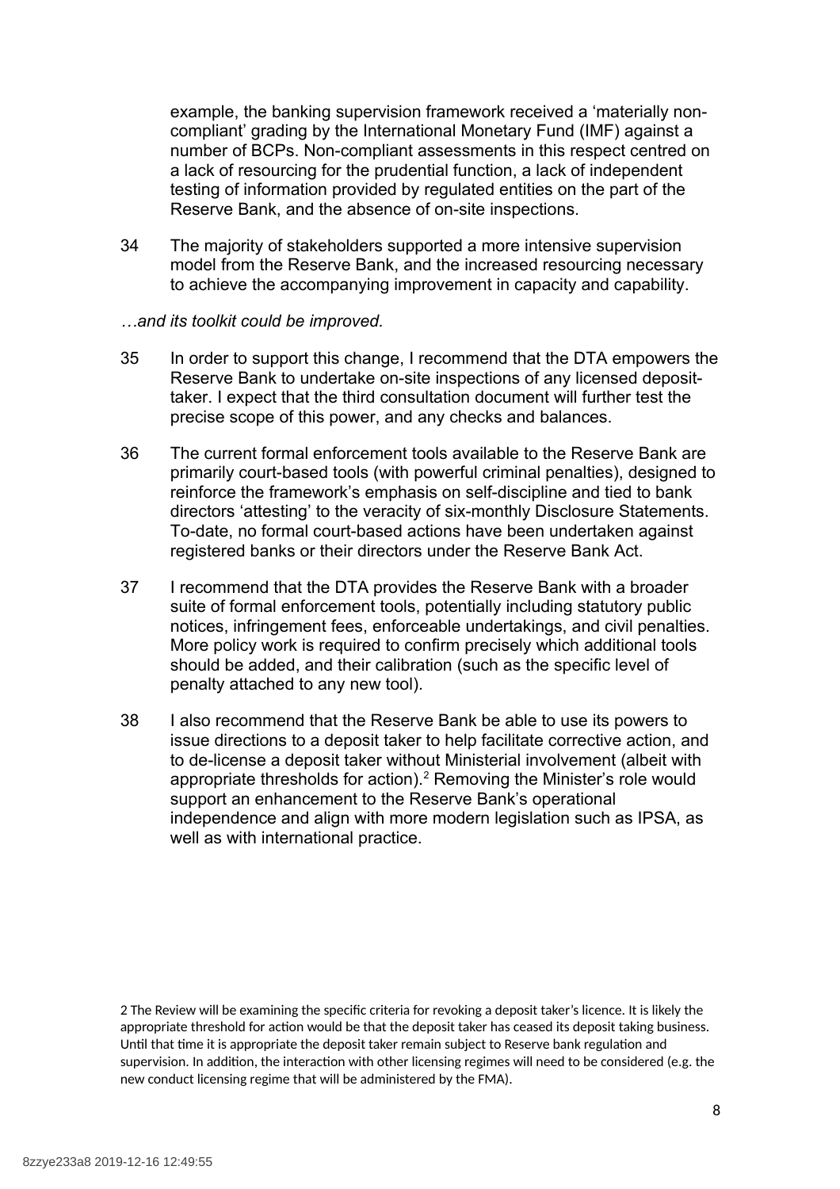example, the banking supervision framework received a 'materially non-compliant' grading by the International Monetary Fund (IMF) against a number of BCPs. Non-compliant assessments in this respect centred on a lack of resourcing for the prudential function, a lack of independent testing of information provided by regulated entities on the part of the Reserve Bank, and the absence of on-site inspections.

34 The majority of stakeholders supported a more intensive supervision model from the Reserve Bank, and the increased resourcing necessary to achieve the accompanying improvement in capacity and capability.

*…and its toolkit could be improved.*

35 In order to support this change, I recommend that the DTA empowers the Reserve Bank to undertake on-site inspections of any licensed deposit-taker. I expect that the third consultation document will further test the precise scope of this power, and any checks and balances.

36 The current formal enforcement tools available to the Reserve Bank are primarily court-based tools (with powerful criminal penalties), designed to reinforce the framework's emphasis on self-discipline and tied to bank directors 'attesting' to the veracity of six-monthly Disclosure Statements. To-date, no formal court-based actions have been undertaken against registered banks or their directors under the Reserve Bank Act.

37 I recommend that the DTA provides the Reserve Bank with a broader suite of formal enforcement tools, potentially including statutory public notices, infringement fees, enforceable undertakings, and civil penalties. More policy work is required to confirm precisely which additional tools should be added, and their calibration (such as the specific level of penalty attached to any new tool).

38 I also recommend that the Reserve Bank be able to use its powers to issue directions to a deposit taker to help facilitate corrective action, and to de-license a deposit taker without Ministerial involvement (albeit with appropriate thresholds for action).[2] Removing the Minister's role would support an enhancement to the Reserve Bank's operational independence and align with more modern legislation such as IPSA, as well as with international practice.

2 The Review will be examining the specific criteria for revoking a deposit taker's licence. It is likely the appropriate threshold for action would be that the deposit taker has ceased its deposit taking business. Until that time it is appropriate the deposit taker remain subject to Reserve bank regulation and supervision. In addition, the interaction with other licensing regimes will need to be considered (e.g. the new conduct licensing regime that will be administered by the FMA).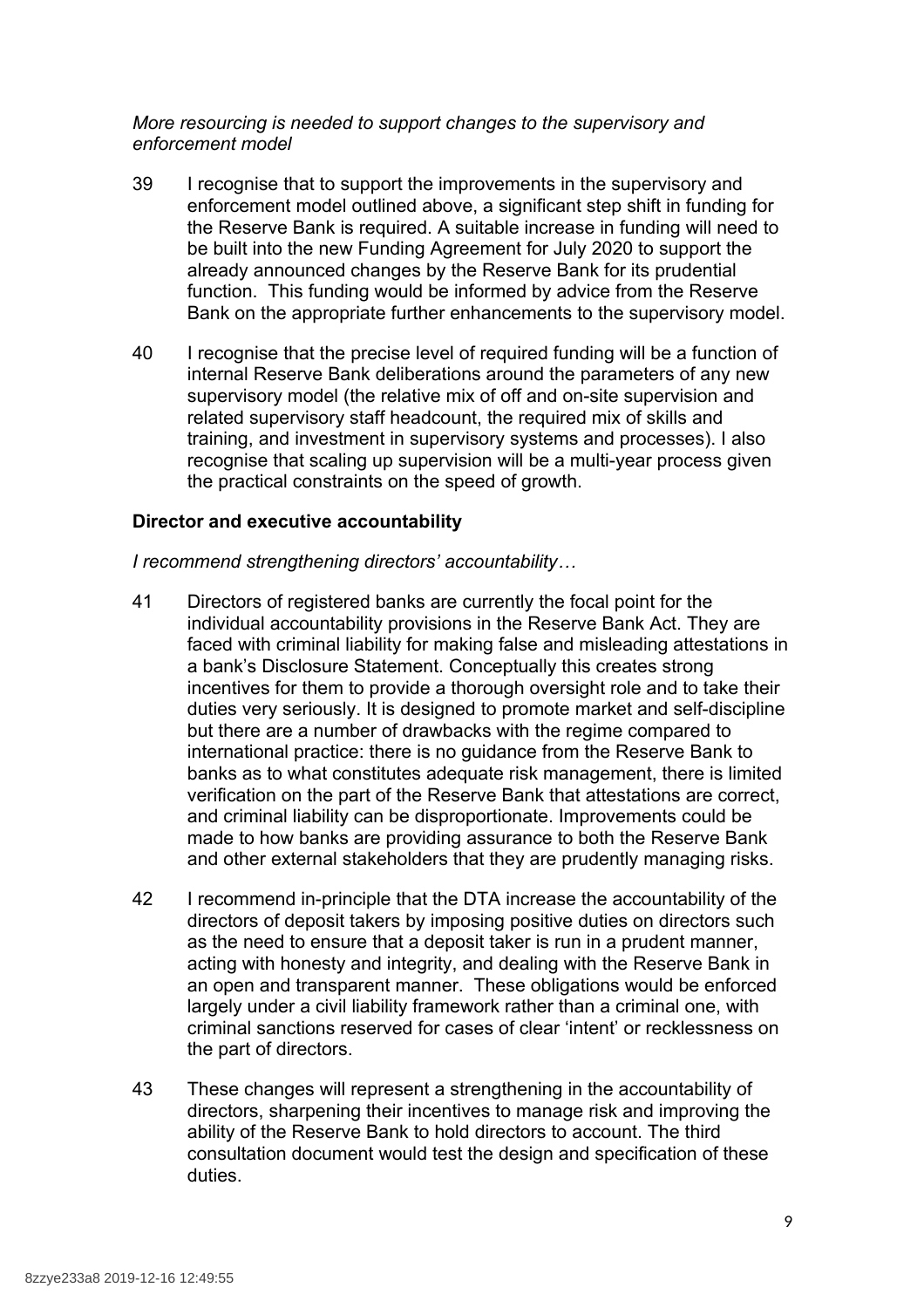*More resourcing is needed to support changes to the supervisory and enforcement model*

39 I recognise that to support the improvements in the supervisory and enforcement model outlined above, a significant step shift in funding for the Reserve Bank is required. A suitable increase in funding will need to be built into the new Funding Agreement for July 2020 to support the already announced changes by the Reserve Bank for its prudential function. This funding would be informed by advice from the Reserve Bank on the appropriate further enhancements to the supervisory model.

40 I recognise that the precise level of required funding will be a function of internal Reserve Bank deliberations around the parameters of any new supervisory model (the relative mix of off and on-site supervision and related supervisory staff headcount, the required mix of skills and training, and investment in supervisory systems and processes). I also recognise that scaling up supervision will be a multi-year process given the practical constraints on the speed of growth.

**Director and executive accountability**

*I recommend strengthening directors' accountability…*

41 Directors of registered banks are currently the focal point for the individual accountability provisions in the Reserve Bank Act. They are faced with criminal liability for making false and misleading attestations in a bank's Disclosure Statement. Conceptually this creates strong incentives for them to provide a thorough oversight role and to take their duties very seriously. It is designed to promote market and self-discipline but there are a number of drawbacks with the regime compared to international practice: there is no guidance from the Reserve Bank to banks as to what constitutes adequate risk management, there is limited verification on the part of the Reserve Bank that attestations are correct, and criminal liability can be disproportionate. Improvements could be made to how banks are providing assurance to both the Reserve Bank and other external stakeholders that they are prudently managing risks.

42 I recommend in-principle that the DTA increase the accountability of the directors of deposit takers by imposing positive duties on directors such as the need to ensure that a deposit taker is run in a prudent manner, acting with honesty and integrity, and dealing with the Reserve Bank in an open and transparent manner. These obligations would be enforced largely under a civil liability framework rather than a criminal one, with criminal sanctions reserved for cases of clear 'intent' or recklessness on the part of directors.

43 These changes will represent a strengthening in the accountability of directors, sharpening their incentives to manage risk and improving the ability of the Reserve Bank to hold directors to account. The third consultation document would test the design and specification of these duties.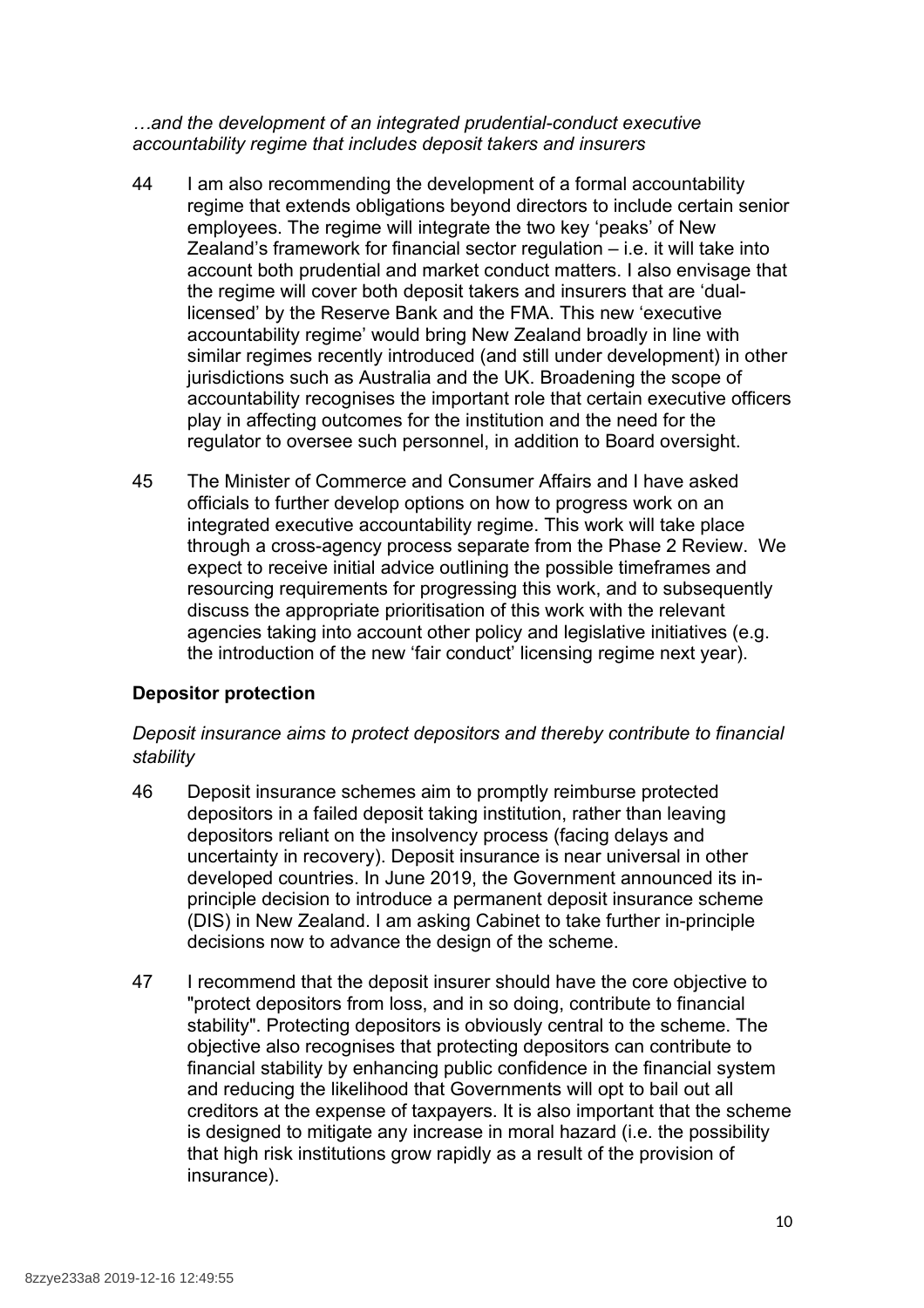*…and the development of an integrated prudential-conduct executive accountability regime that includes deposit takers and insurers*

44 I am also recommending the development of a formal accountability regime that extends obligations beyond directors to include certain senior employees. The regime will integrate the two key 'peaks' of New Zealand's framework for financial sector regulation – i.e. it will take into account both prudential and market conduct matters. I also envisage that the regime will cover both deposit takers and insurers that are 'dual-licensed' by the Reserve Bank and the FMA. This new 'executive accountability regime' would bring New Zealand broadly in line with similar regimes recently introduced (and still under development) in other jurisdictions such as Australia and the UK. Broadening the scope of accountability recognises the important role that certain executive officers play in affecting outcomes for the institution and the need for the regulator to oversee such personnel, in addition to Board oversight.

45 The Minister of Commerce and Consumer Affairs and I have asked officials to further develop options on how to progress work on an integrated executive accountability regime. This work will take place through a cross-agency process separate from the Phase 2 Review. We expect to receive initial advice outlining the possible timeframes and resourcing requirements for progressing this work, and to subsequently discuss the appropriate prioritisation of this work with the relevant agencies taking into account other policy and legislative initiatives (e.g. the introduction of the new 'fair conduct' licensing regime next year).

## Depositor protection

*Deposit insurance aims to protect depositors and thereby contribute to financial stability*

46 Deposit insurance schemes aim to promptly reimburse protected depositors in a failed deposit taking institution, rather than leaving depositors reliant on the insolvency process (facing delays and uncertainty in recovery). Deposit insurance is near universal in other developed countries. In June 2019, the Government announced its in-principle decision to introduce a permanent deposit insurance scheme (DIS) in New Zealand. I am asking Cabinet to take further in-principle decisions now to advance the design of the scheme.

47 I recommend that the deposit insurer should have the core objective to "protect depositors from loss, and in so doing, contribute to financial stability". Protecting depositors is obviously central to the scheme. The objective also recognises that protecting depositors can contribute to financial stability by enhancing public confidence in the financial system and reducing the likelihood that Governments will opt to bail out all creditors at the expense of taxpayers. It is also important that the scheme is designed to mitigate any increase in moral hazard (i.e. the possibility that high risk institutions grow rapidly as a result of the provision of insurance).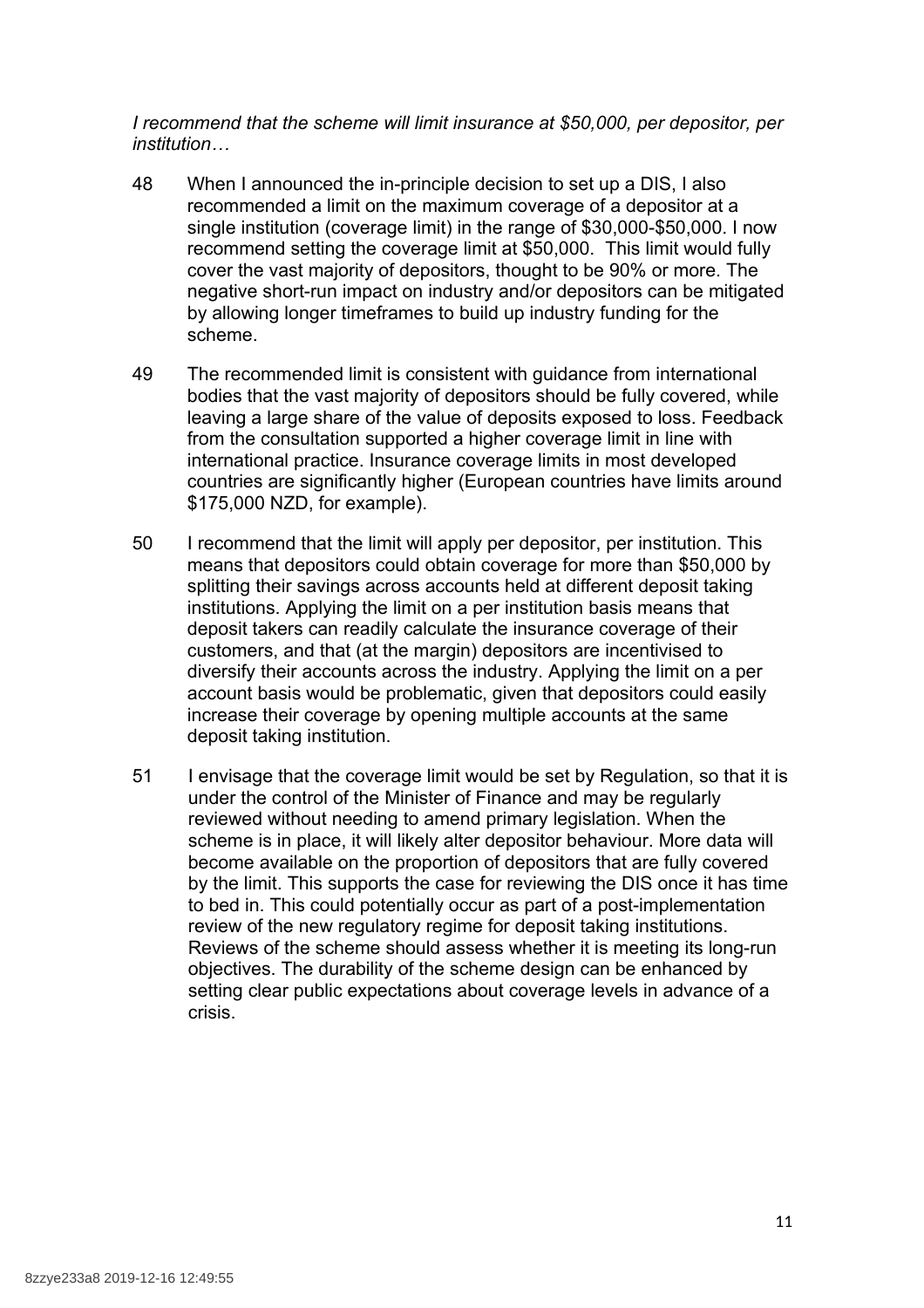*I recommend that the scheme will limit insurance at $50,000, per depositor, per institution…*

48 When I announced the in-principle decision to set up a DIS, I also recommended a limit on the maximum coverage of a depositor at a single institution (coverage limit) in the range of $30,000-$50,000. I now recommend setting the coverage limit at $50,000. This limit would fully cover the vast majority of depositors, thought to be 90% or more. The negative short-run impact on industry and/or depositors can be mitigated by allowing longer timeframes to build up industry funding for the scheme.

49 The recommended limit is consistent with guidance from international bodies that the vast majority of depositors should be fully covered, while leaving a large share of the value of deposits exposed to loss. Feedback from the consultation supported a higher coverage limit in line with international practice. Insurance coverage limits in most developed countries are significantly higher (European countries have limits around $175,000 NZD, for example).

50 I recommend that the limit will apply per depositor, per institution. This means that depositors could obtain coverage for more than $50,000 by splitting their savings across accounts held at different deposit taking institutions. Applying the limit on a per institution basis means that deposit takers can readily calculate the insurance coverage of their customers, and that (at the margin) depositors are incentivised to diversify their accounts across the industry. Applying the limit on a per account basis would be problematic, given that depositors could easily increase their coverage by opening multiple accounts at the same deposit taking institution.

51 I envisage that the coverage limit would be set by Regulation, so that it is under the control of the Minister of Finance and may be regularly reviewed without needing to amend primary legislation. When the scheme is in place, it will likely alter depositor behaviour. More data will become available on the proportion of depositors that are fully covered by the limit. This supports the case for reviewing the DIS once it has time to bed in. This could potentially occur as part of a post-implementation review of the new regulatory regime for deposit taking institutions. Reviews of the scheme should assess whether it is meeting its long-run objectives. The durability of the scheme design can be enhanced by setting clear public expectations about coverage levels in advance of a crisis.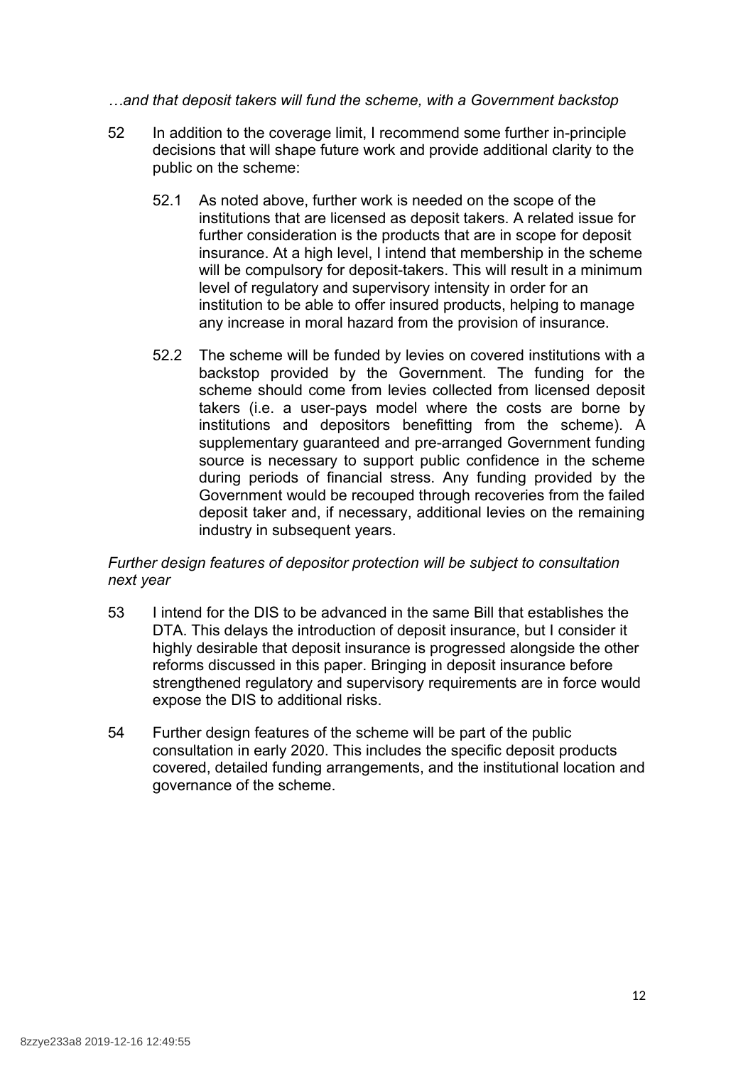*…and that deposit takers will fund the scheme, with a Government backstop*

52 In addition to the coverage limit, I recommend some further in-principle decisions that will shape future work and provide additional clarity to the public on the scheme:

  52.1 As noted above, further work is needed on the scope of the institutions that are licensed as deposit takers. A related issue for further consideration is the products that are in scope for deposit insurance. At a high level, I intend that membership in the scheme will be compulsory for deposit-takers. This will result in a minimum level of regulatory and supervisory intensity in order for an institution to be able to offer insured products, helping to manage any increase in moral hazard from the provision of insurance.

  52.2 The scheme will be funded by levies on covered institutions with a backstop provided by the Government. The funding for the scheme should come from levies collected from licensed deposit takers (i.e. a user-pays model where the costs are borne by institutions and depositors benefitting from the scheme). A supplementary guaranteed and pre-arranged Government funding source is necessary to support public confidence in the scheme during periods of financial stress. Any funding provided by the Government would be recouped through recoveries from the failed deposit taker and, if necessary, additional levies on the remaining industry in subsequent years.

*Further design features of depositor protection will be subject to consultation next year*

53 I intend for the DIS to be advanced in the same Bill that establishes the DTA. This delays the introduction of deposit insurance, but I consider it highly desirable that deposit insurance is progressed alongside the other reforms discussed in this paper. Bringing in deposit insurance before strengthened regulatory and supervisory requirements are in force would expose the DIS to additional risks.

54 Further design features of the scheme will be part of the public consultation in early 2020. This includes the specific deposit products covered, detailed funding arrangements, and the institutional location and governance of the scheme.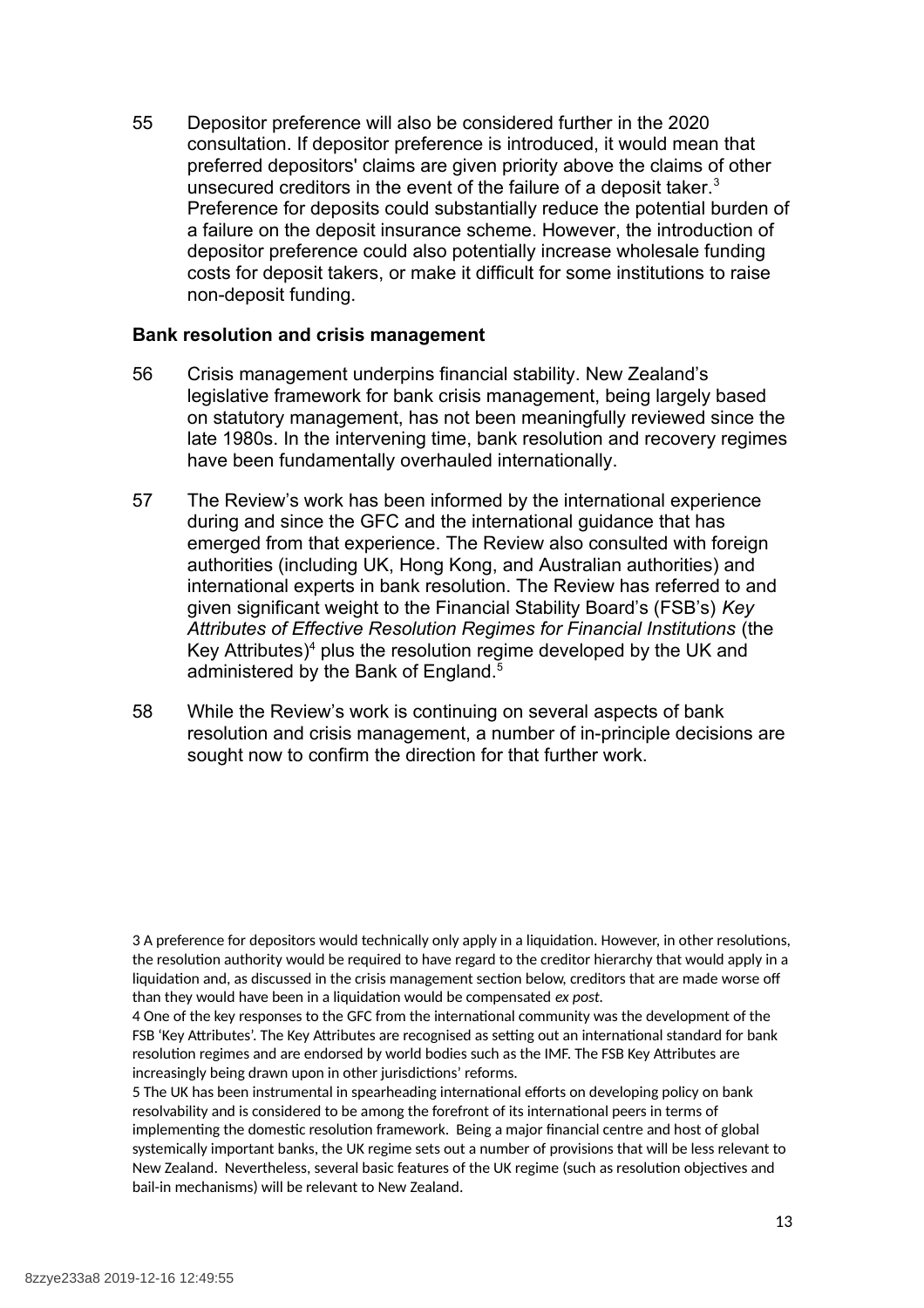55 Depositor preference will also be considered further in the 2020 consultation. If depositor preference is introduced, it would mean that preferred depositors' claims are given priority above the claims of other unsecured creditors in the event of the failure of a deposit taker.[3] Preference for deposits could substantially reduce the potential burden of a failure on the deposit insurance scheme. However, the introduction of depositor preference could also potentially increase wholesale funding costs for deposit takers, or make it difficult for some institutions to raise non-deposit funding.

**Bank resolution and crisis management**

56 Crisis management underpins financial stability. New Zealand's legislative framework for bank crisis management, being largely based on statutory management, has not been meaningfully reviewed since the late 1980s. In the intervening time, bank resolution and recovery regimes have been fundamentally overhauled internationally.

57 The Review's work has been informed by the international experience during and since the GFC and the international guidance that has emerged from that experience. The Review also consulted with foreign authorities (including UK, Hong Kong, and Australian authorities) and international experts in bank resolution. The Review has referred to and given significant weight to the Financial Stability Board's (FSB's) *Key Attributes of Effective Resolution Regimes for Financial Institutions* (the Key Attributes)[4] plus the resolution regime developed by the UK and administered by the Bank of England.[5]

58 While the Review's work is continuing on several aspects of bank resolution and crisis management, a number of in-principle decisions are sought now to confirm the direction for that further work.

3 A preference for depositors would technically only apply in a liquidation. However, in other resolutions, the resolution authority would be required to have regard to the creditor hierarchy that would apply in a liquidation and, as discussed in the crisis management section below, creditors that are made worse off than they would have been in a liquidation would be compensated *ex post*.

4 One of the key responses to the GFC from the international community was the development of the FSB 'Key Attributes'. The Key Attributes are recognised as setting out an international standard for bank resolution regimes and are endorsed by world bodies such as the IMF. The FSB Key Attributes are increasingly being drawn upon in other jurisdictions' reforms.

5 The UK has been instrumental in spearheading international efforts on developing policy on bank resolvability and is considered to be among the forefront of its international peers in terms of implementing the domestic resolution framework. Being a major financial centre and host of global systemically important banks, the UK regime sets out a number of provisions that will be less relevant to New Zealand. Nevertheless, several basic features of the UK regime (such as resolution objectives and bail-in mechanisms) will be relevant to New Zealand.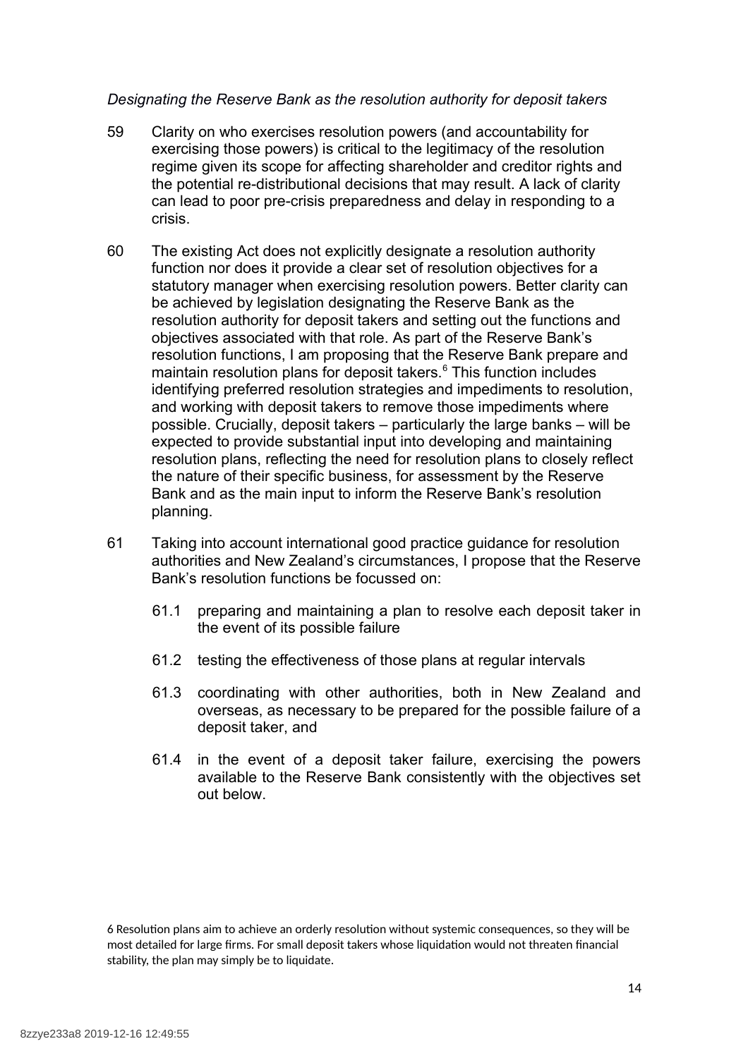*Designating the Reserve Bank as the resolution authority for deposit takers*

59 Clarity on who exercises resolution powers (and accountability for exercising those powers) is critical to the legitimacy of the resolution regime given its scope for affecting shareholder and creditor rights and the potential re-distributional decisions that may result. A lack of clarity can lead to poor pre-crisis preparedness and delay in responding to a crisis.

60 The existing Act does not explicitly designate a resolution authority function nor does it provide a clear set of resolution objectives for a statutory manager when exercising resolution powers. Better clarity can be achieved by legislation designating the Reserve Bank as the resolution authority for deposit takers and setting out the functions and objectives associated with that role. As part of the Reserve Bank's resolution functions, I am proposing that the Reserve Bank prepare and maintain resolution plans for deposit takers.[6] This function includes identifying preferred resolution strategies and impediments to resolution, and working with deposit takers to remove those impediments where possible. Crucially, deposit takers – particularly the large banks – will be expected to provide substantial input into developing and maintaining resolution plans, reflecting the need for resolution plans to closely reflect the nature of their specific business, for assessment by the Reserve Bank and as the main input to inform the Reserve Bank's resolution planning.

61 Taking into account international good practice guidance for resolution authorities and New Zealand's circumstances, I propose that the Reserve Bank's resolution functions be focussed on:

61.1 preparing and maintaining a plan to resolve each deposit taker in the event of its possible failure

61.2 testing the effectiveness of those plans at regular intervals

61.3 coordinating with other authorities, both in New Zealand and overseas, as necessary to be prepared for the possible failure of a deposit taker, and

61.4 in the event of a deposit taker failure, exercising the powers available to the Reserve Bank consistently with the objectives set out below.

6 Resolution plans aim to achieve an orderly resolution without systemic consequences, so they will be most detailed for large firms. For small deposit takers whose liquidation would not threaten financial stability, the plan may simply be to liquidate.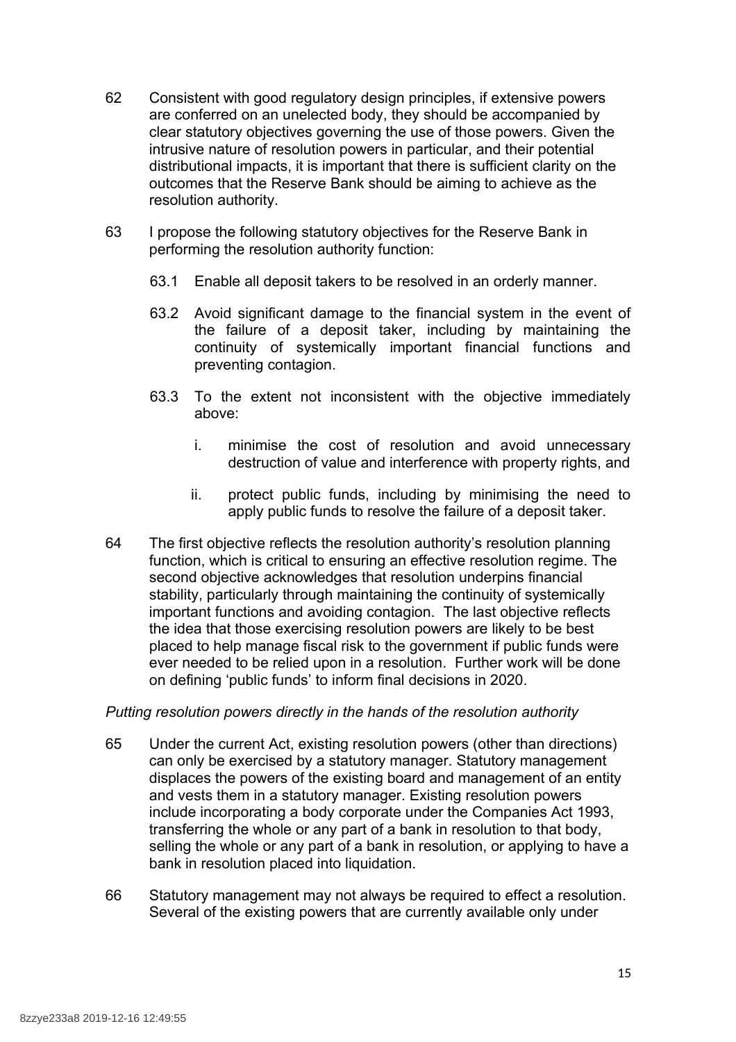62 Consistent with good regulatory design principles, if extensive powers are conferred on an unelected body, they should be accompanied by clear statutory objectives governing the use of those powers. Given the intrusive nature of resolution powers in particular, and their potential distributional impacts, it is important that there is sufficient clarity on the outcomes that the Reserve Bank should be aiming to achieve as the resolution authority.

63 I propose the following statutory objectives for the Reserve Bank in performing the resolution authority function:

63.1 Enable all deposit takers to be resolved in an orderly manner.

63.2 Avoid significant damage to the financial system in the event of the failure of a deposit taker, including by maintaining the continuity of systemically important financial functions and preventing contagion.

63.3 To the extent not inconsistent with the objective immediately above:

i. minimise the cost of resolution and avoid unnecessary destruction of value and interference with property rights, and

ii. protect public funds, including by minimising the need to apply public funds to resolve the failure of a deposit taker.

64 The first objective reflects the resolution authority's resolution planning function, which is critical to ensuring an effective resolution regime. The second objective acknowledges that resolution underpins financial stability, particularly through maintaining the continuity of systemically important functions and avoiding contagion. The last objective reflects the idea that those exercising resolution powers are likely to be best placed to help manage fiscal risk to the government if public funds were ever needed to be relied upon in a resolution. Further work will be done on defining 'public funds' to inform final decisions in 2020.

*Putting resolution powers directly in the hands of the resolution authority*

65 Under the current Act, existing resolution powers (other than directions) can only be exercised by a statutory manager. Statutory management displaces the powers of the existing board and management of an entity and vests them in a statutory manager. Existing resolution powers include incorporating a body corporate under the Companies Act 1993, transferring the whole or any part of a bank in resolution to that body, selling the whole or any part of a bank in resolution, or applying to have a bank in resolution placed into liquidation.

66 Statutory management may not always be required to effect a resolution. Several of the existing powers that are currently available only under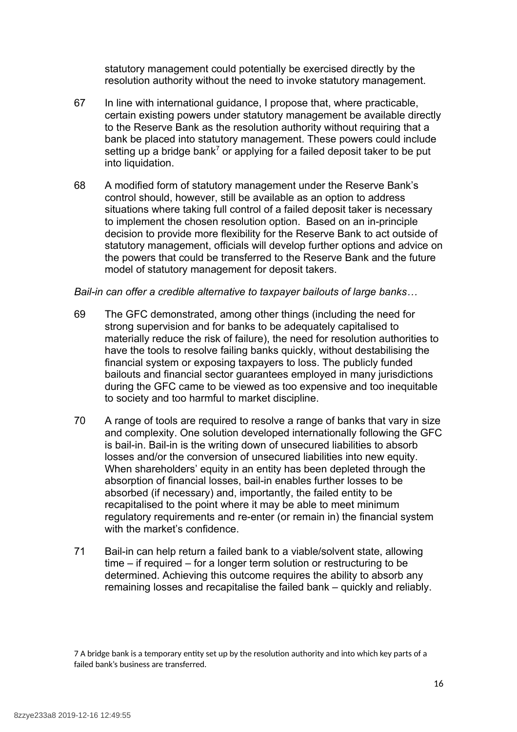statutory management could potentially be exercised directly by the resolution authority without the need to invoke statutory management.

67 In line with international guidance, I propose that, where practicable, certain existing powers under statutory management be available directly to the Reserve Bank as the resolution authority without requiring that a bank be placed into statutory management. These powers could include setting up a bridge bank[7] or applying for a failed deposit taker to be put into liquidation.

68 A modified form of statutory management under the Reserve Bank's control should, however, still be available as an option to address situations where taking full control of a failed deposit taker is necessary to implement the chosen resolution option. Based on an in-principle decision to provide more flexibility for the Reserve Bank to act outside of statutory management, officials will develop further options and advice on the powers that could be transferred to the Reserve Bank and the future model of statutory management for deposit takers.

*Bail-in can offer a credible alternative to taxpayer bailouts of large banks…*

69 The GFC demonstrated, among other things (including the need for strong supervision and for banks to be adequately capitalised to materially reduce the risk of failure), the need for resolution authorities to have the tools to resolve failing banks quickly, without destabilising the financial system or exposing taxpayers to loss. The publicly funded bailouts and financial sector guarantees employed in many jurisdictions during the GFC came to be viewed as too expensive and too inequitable to society and too harmful to market discipline.

70 A range of tools are required to resolve a range of banks that vary in size and complexity. One solution developed internationally following the GFC is bail-in. Bail-in is the writing down of unsecured liabilities to absorb losses and/or the conversion of unsecured liabilities into new equity. When shareholders' equity in an entity has been depleted through the absorption of financial losses, bail-in enables further losses to be absorbed (if necessary) and, importantly, the failed entity to be recapitalised to the point where it may be able to meet minimum regulatory requirements and re-enter (or remain in) the financial system with the market's confidence.

71 Bail-in can help return a failed bank to a viable/solvent state, allowing time – if required – for a longer term solution or restructuring to be determined. Achieving this outcome requires the ability to absorb any remaining losses and recapitalise the failed bank – quickly and reliably.

7 A bridge bank is a temporary entity set up by the resolution authority and into which key parts of a failed bank's business are transferred.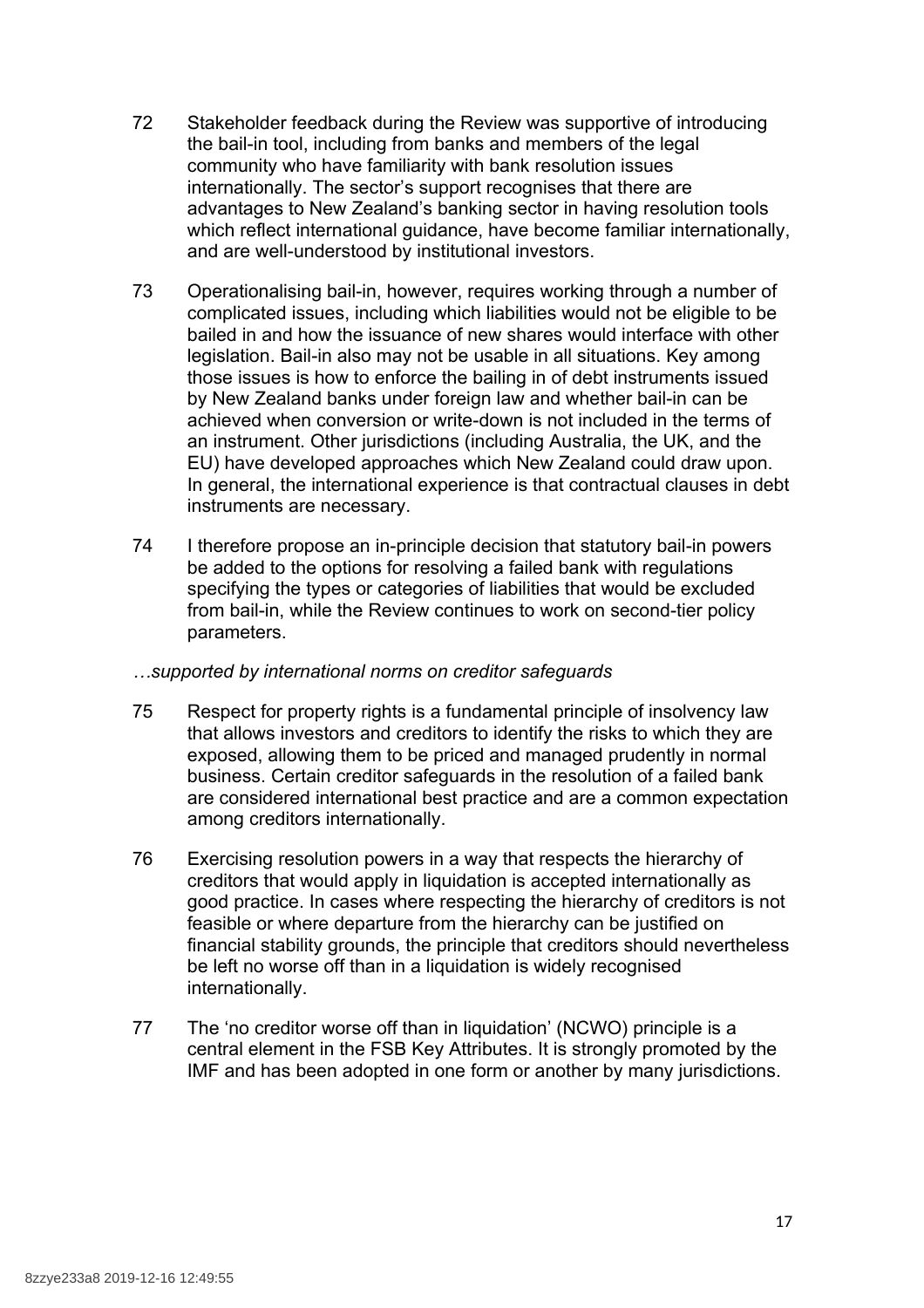72 Stakeholder feedback during the Review was supportive of introducing the bail-in tool, including from banks and members of the legal community who have familiarity with bank resolution issues internationally. The sector's support recognises that there are advantages to New Zealand's banking sector in having resolution tools which reflect international guidance, have become familiar internationally, and are well-understood by institutional investors.

73 Operationalising bail-in, however, requires working through a number of complicated issues, including which liabilities would not be eligible to be bailed in and how the issuance of new shares would interface with other legislation. Bail-in also may not be usable in all situations. Key among those issues is how to enforce the bailing in of debt instruments issued by New Zealand banks under foreign law and whether bail-in can be achieved when conversion or write-down is not included in the terms of an instrument. Other jurisdictions (including Australia, the UK, and the EU) have developed approaches which New Zealand could draw upon. In general, the international experience is that contractual clauses in debt instruments are necessary.

74 I therefore propose an in-principle decision that statutory bail-in powers be added to the options for resolving a failed bank with regulations specifying the types or categories of liabilities that would be excluded from bail-in, while the Review continues to work on second-tier policy parameters.

*…supported by international norms on creditor safeguards*

75 Respect for property rights is a fundamental principle of insolvency law that allows investors and creditors to identify the risks to which they are exposed, allowing them to be priced and managed prudently in normal business. Certain creditor safeguards in the resolution of a failed bank are considered international best practice and are a common expectation among creditors internationally.

76 Exercising resolution powers in a way that respects the hierarchy of creditors that would apply in liquidation is accepted internationally as good practice. In cases where respecting the hierarchy of creditors is not feasible or where departure from the hierarchy can be justified on financial stability grounds, the principle that creditors should nevertheless be left no worse off than in a liquidation is widely recognised internationally.

77 The 'no creditor worse off than in liquidation' (NCWO) principle is a central element in the FSB Key Attributes. It is strongly promoted by the IMF and has been adopted in one form or another by many jurisdictions.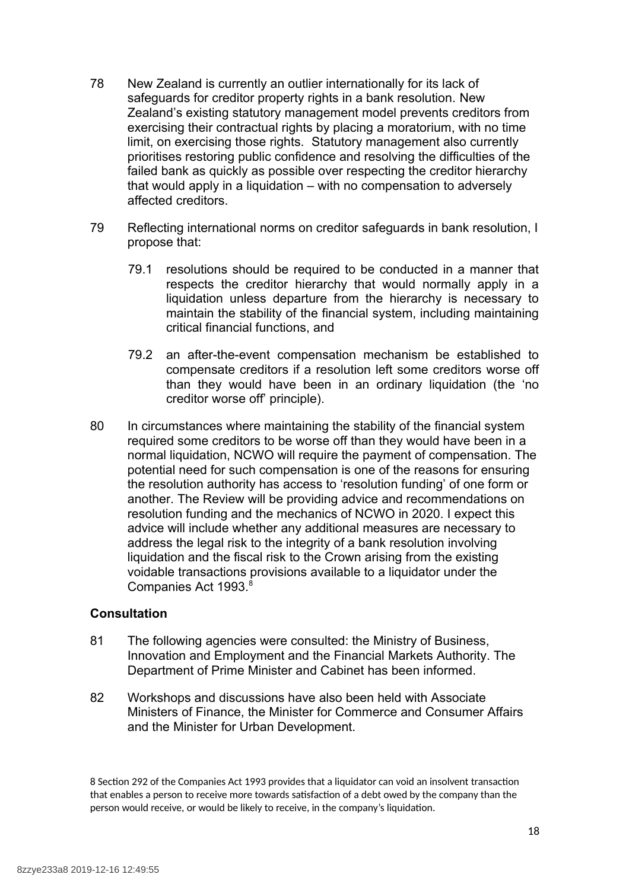78 New Zealand is currently an outlier internationally for its lack of safeguards for creditor property rights in a bank resolution. New Zealand's existing statutory management model prevents creditors from exercising their contractual rights by placing a moratorium, with no time limit, on exercising those rights. Statutory management also currently prioritises restoring public confidence and resolving the difficulties of the failed bank as quickly as possible over respecting the creditor hierarchy that would apply in a liquidation – with no compensation to adversely affected creditors.

79 Reflecting international norms on creditor safeguards in bank resolution, I propose that:

   79.1 resolutions should be required to be conducted in a manner that respects the creditor hierarchy that would normally apply in a liquidation unless departure from the hierarchy is necessary to maintain the stability of the financial system, including maintaining critical financial functions, and

   79.2 an after-the-event compensation mechanism be established to compensate creditors if a resolution left some creditors worse off than they would have been in an ordinary liquidation (the 'no creditor worse off' principle).

80 In circumstances where maintaining the stability of the financial system required some creditors to be worse off than they would have been in a normal liquidation, NCWO will require the payment of compensation. The potential need for such compensation is one of the reasons for ensuring the resolution authority has access to 'resolution funding' of one form or another. The Review will be providing advice and recommendations on resolution funding and the mechanics of NCWO in 2020. I expect this advice will include whether any additional measures are necessary to address the legal risk to the integrity of a bank resolution involving liquidation and the fiscal risk to the Crown arising from the existing voidable transactions provisions available to a liquidator under the Companies Act 1993.[8]

**Consultation**

81 The following agencies were consulted: the Ministry of Business, Innovation and Employment and the Financial Markets Authority. The Department of Prime Minister and Cabinet has been informed.

82 Workshops and discussions have also been held with Associate Ministers of Finance, the Minister for Commerce and Consumer Affairs and the Minister for Urban Development.

8 Section 292 of the Companies Act 1993 provides that a liquidator can void an insolvent transaction that enables a person to receive more towards satisfaction of a debt owed by the company than the person would receive, or would be likely to receive, in the company's liquidation.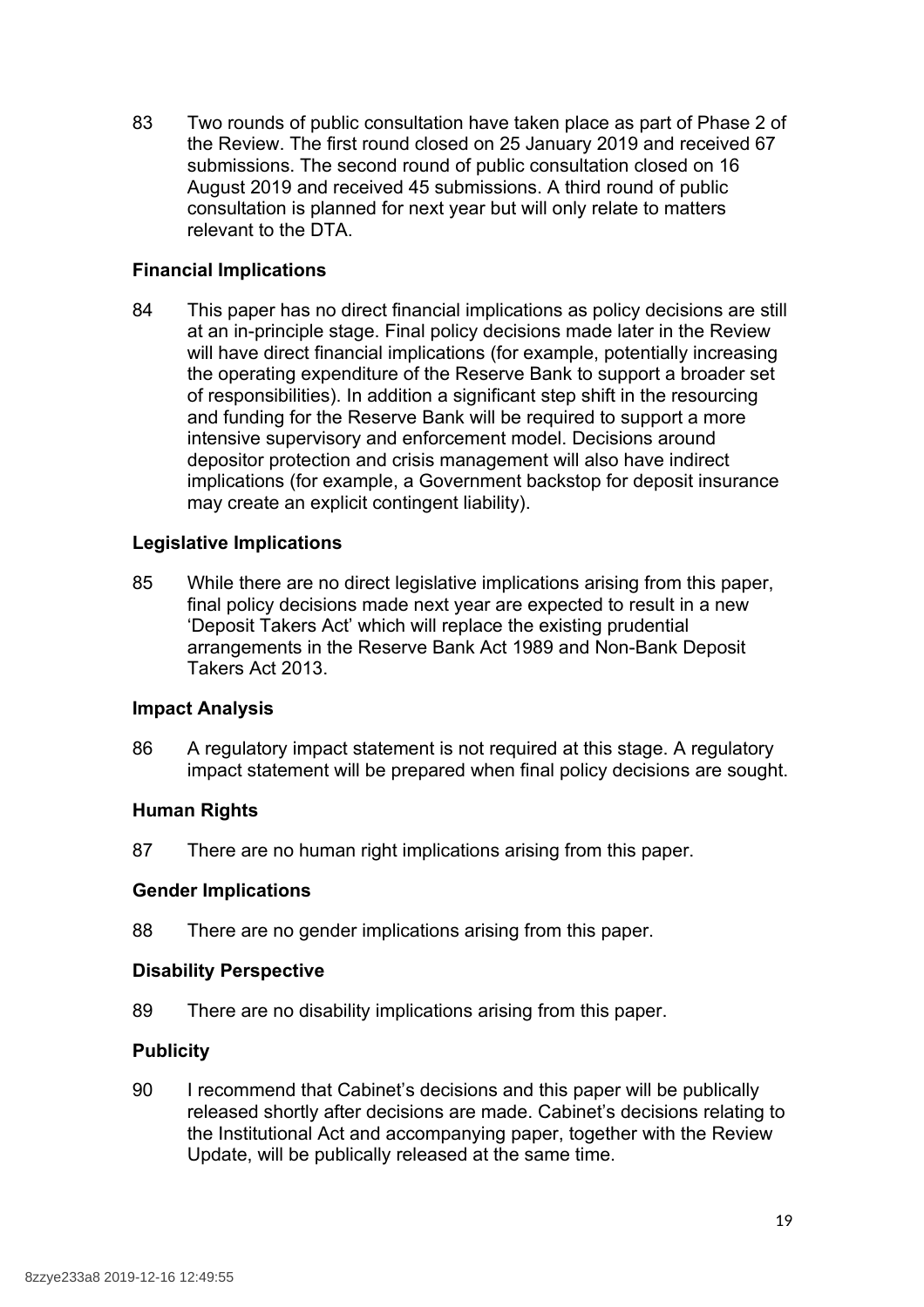83 Two rounds of public consultation have taken place as part of Phase 2 of the Review. The first round closed on 25 January 2019 and received 67 submissions. The second round of public consultation closed on 16 August 2019 and received 45 submissions. A third round of public consultation is planned for next year but will only relate to matters relevant to the DTA.

**Financial Implications**

84 This paper has no direct financial implications as policy decisions are still at an in-principle stage. Final policy decisions made later in the Review will have direct financial implications (for example, potentially increasing the operating expenditure of the Reserve Bank to support a broader set of responsibilities). In addition a significant step shift in the resourcing and funding for the Reserve Bank will be required to support a more intensive supervisory and enforcement model. Decisions around depositor protection and crisis management will also have indirect implications (for example, a Government backstop for deposit insurance may create an explicit contingent liability).

**Legislative Implications**

85 While there are no direct legislative implications arising from this paper, final policy decisions made next year are expected to result in a new 'Deposit Takers Act' which will replace the existing prudential arrangements in the Reserve Bank Act 1989 and Non-Bank Deposit Takers Act 2013.

**Impact Analysis**

86 A regulatory impact statement is not required at this stage. A regulatory impact statement will be prepared when final policy decisions are sought.

**Human Rights**

87 There are no human right implications arising from this paper.

**Gender Implications**

88 There are no gender implications arising from this paper.

**Disability Perspective**

89 There are no disability implications arising from this paper.

**Publicity**

90 I recommend that Cabinet's decisions and this paper will be publically released shortly after decisions are made. Cabinet's decisions relating to the Institutional Act and accompanying paper, together with the Review Update, will be publically released at the same time.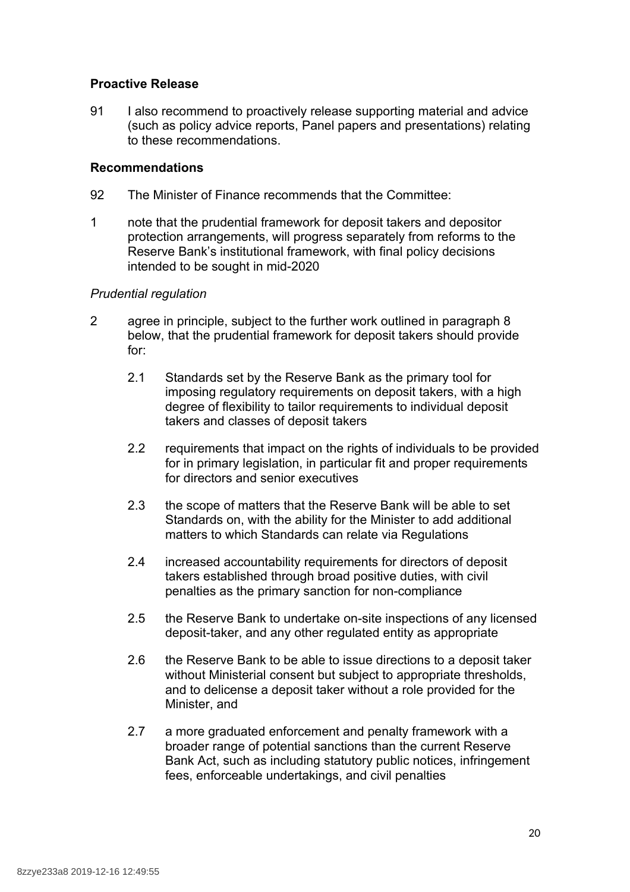## Proactive Release

91 I also recommend to proactively release supporting material and advice (such as policy advice reports, Panel papers and presentations) relating to these recommendations.

## Recommendations

92 The Minister of Finance recommends that the Committee:

1 note that the prudential framework for deposit takers and depositor protection arrangements, will progress separately from reforms to the Reserve Bank's institutional framework, with final policy decisions intended to be sought in mid-2020

*Prudential regulation*

2 agree in principle, subject to the further work outlined in paragraph 8 below, that the prudential framework for deposit takers should provide for:

2.1 Standards set by the Reserve Bank as the primary tool for imposing regulatory requirements on deposit takers, with a high degree of flexibility to tailor requirements to individual deposit takers and classes of deposit takers

2.2 requirements that impact on the rights of individuals to be provided for in primary legislation, in particular fit and proper requirements for directors and senior executives

2.3 the scope of matters that the Reserve Bank will be able to set Standards on, with the ability for the Minister to add additional matters to which Standards can relate via Regulations

2.4 increased accountability requirements for directors of deposit takers established through broad positive duties, with civil penalties as the primary sanction for non-compliance

2.5 the Reserve Bank to undertake on-site inspections of any licensed deposit-taker, and any other regulated entity as appropriate

2.6 the Reserve Bank to be able to issue directions to a deposit taker without Ministerial consent but subject to appropriate thresholds, and to delicense a deposit taker without a role provided for the Minister, and

2.7 a more graduated enforcement and penalty framework with a broader range of potential sanctions than the current Reserve Bank Act, such as including statutory public notices, infringement fees, enforceable undertakings, and civil penalties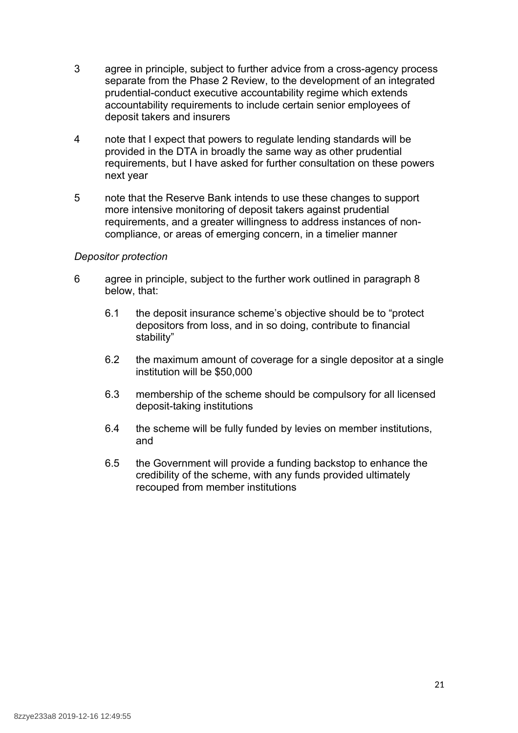3 agree in principle, subject to further advice from a cross-agency process separate from the Phase 2 Review, to the development of an integrated prudential-conduct executive accountability regime which extends accountability requirements to include certain senior employees of deposit takers and insurers

4 note that I expect that powers to regulate lending standards will be provided in the DTA in broadly the same way as other prudential requirements, but I have asked for further consultation on these powers next year

5 note that the Reserve Bank intends to use these changes to support more intensive monitoring of deposit takers against prudential requirements, and a greater willingness to address instances of non-compliance, or areas of emerging concern, in a timelier manner

*Depositor protection*

6 agree in principle, subject to the further work outlined in paragraph 8 below, that:

 6.1 the deposit insurance scheme's objective should be to "protect depositors from loss, and in so doing, contribute to financial stability"

 6.2 the maximum amount of coverage for a single depositor at a single institution will be $50,000

 6.3 membership of the scheme should be compulsory for all licensed deposit-taking institutions

 6.4 the scheme will be fully funded by levies on member institutions, and

 6.5 the Government will provide a funding backstop to enhance the credibility of the scheme, with any funds provided ultimately recouped from member institutions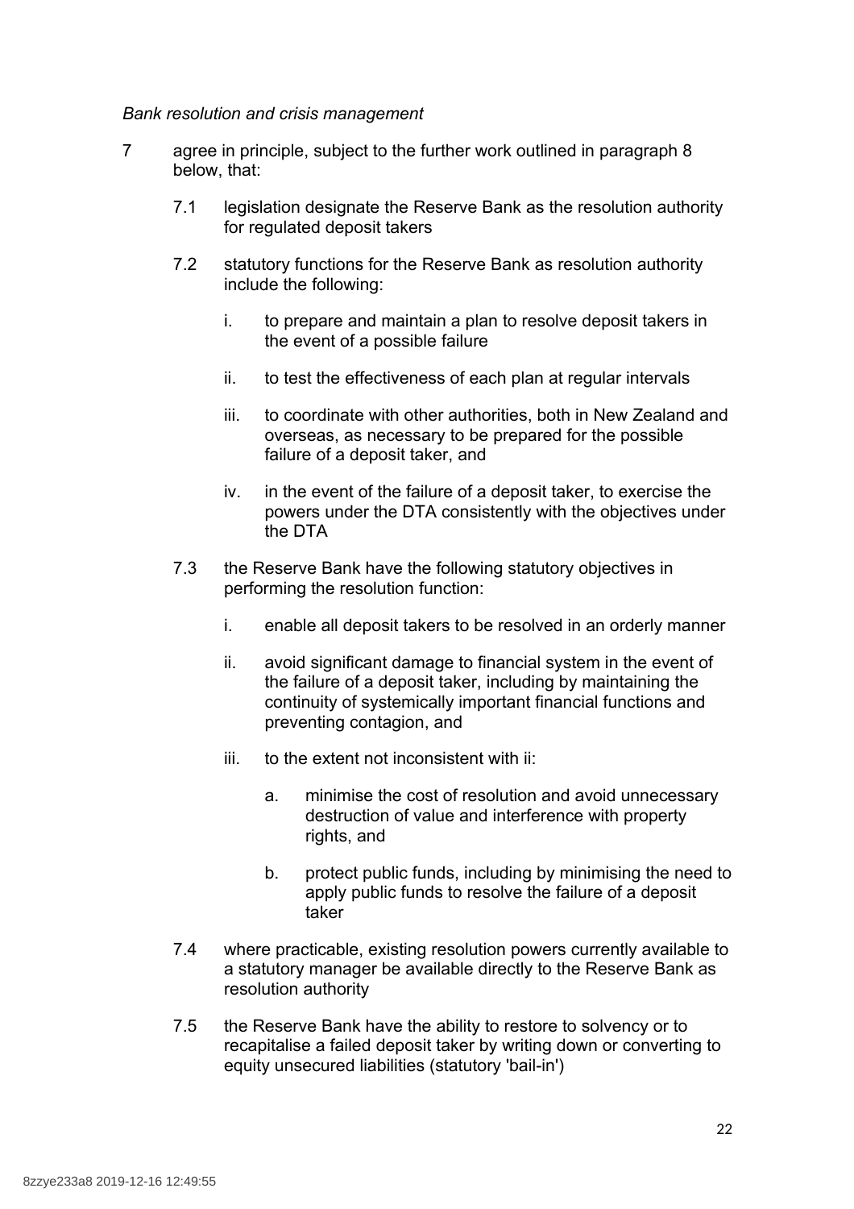*Bank resolution and crisis management*

7 agree in principle, subject to the further work outlined in paragraph 8 below, that:

7.1 legislation designate the Reserve Bank as the resolution authority for regulated deposit takers

7.2 statutory functions for the Reserve Bank as resolution authority include the following:

i. to prepare and maintain a plan to resolve deposit takers in the event of a possible failure

ii. to test the effectiveness of each plan at regular intervals

iii. to coordinate with other authorities, both in New Zealand and overseas, as necessary to be prepared for the possible failure of a deposit taker, and

iv. in the event of the failure of a deposit taker, to exercise the powers under the DTA consistently with the objectives under the DTA

7.3 the Reserve Bank have the following statutory objectives in performing the resolution function:

i. enable all deposit takers to be resolved in an orderly manner

ii. avoid significant damage to financial system in the event of the failure of a deposit taker, including by maintaining the continuity of systemically important financial functions and preventing contagion, and

iii. to the extent not inconsistent with ii:

a. minimise the cost of resolution and avoid unnecessary destruction of value and interference with property rights, and

b. protect public funds, including by minimising the need to apply public funds to resolve the failure of a deposit taker

7.4 where practicable, existing resolution powers currently available to a statutory manager be available directly to the Reserve Bank as resolution authority

7.5 the Reserve Bank have the ability to restore to solvency or to recapitalise a failed deposit taker by writing down or converting to equity unsecured liabilities (statutory 'bail-in')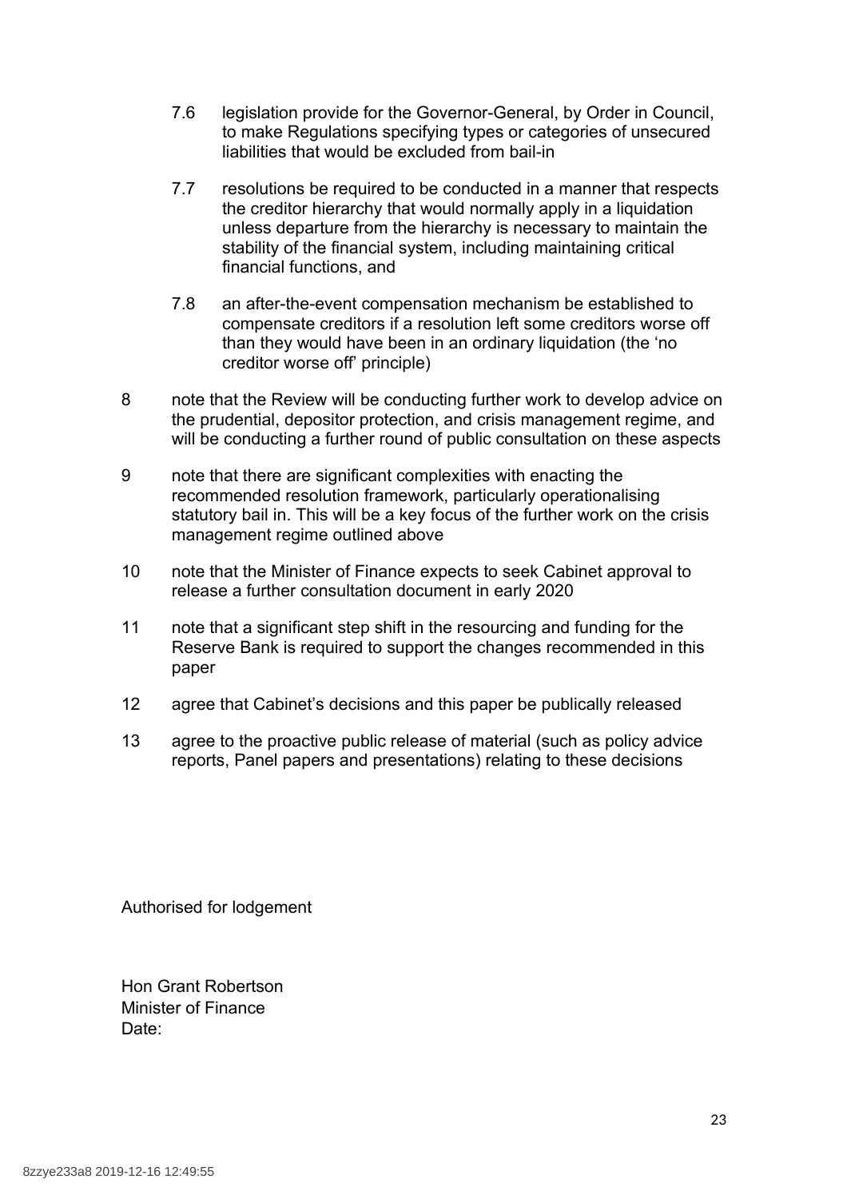7.6 legislation provide for the Governor-General, by Order in Council, to make Regulations specifying types or categories of unsecured liabilities that would be excluded from bail-in

7.7 resolutions be required to be conducted in a manner that respects the creditor hierarchy that would normally apply in a liquidation unless departure from the hierarchy is necessary to maintain the stability of the financial system, including maintaining critical financial functions, and

7.8 an after-the-event compensation mechanism be established to compensate creditors if a resolution left some creditors worse off than they would have been in an ordinary liquidation (the 'no creditor worse off' principle)

8 note that the Review will be conducting further work to develop advice on the prudential, depositor protection, and crisis management regime, and will be conducting a further round of public consultation on these aspects

9 note that there are significant complexities with enacting the recommended resolution framework, particularly operationalising statutory bail in. This will be a key focus of the further work on the crisis management regime outlined above

10 note that the Minister of Finance expects to seek Cabinet approval to release a further consultation document in early 2020

11 note that a significant step shift in the resourcing and funding for the Reserve Bank is required to support the changes recommended in this paper

12 agree that Cabinet's decisions and this paper be publically released

13 agree to the proactive public release of material (such as policy advice reports, Panel papers and presentations) relating to these decisions

Authorised for lodgement

Hon Grant Robertson
Minister of Finance
Date:

8zzye233a8 2019-12-16 12:49:55